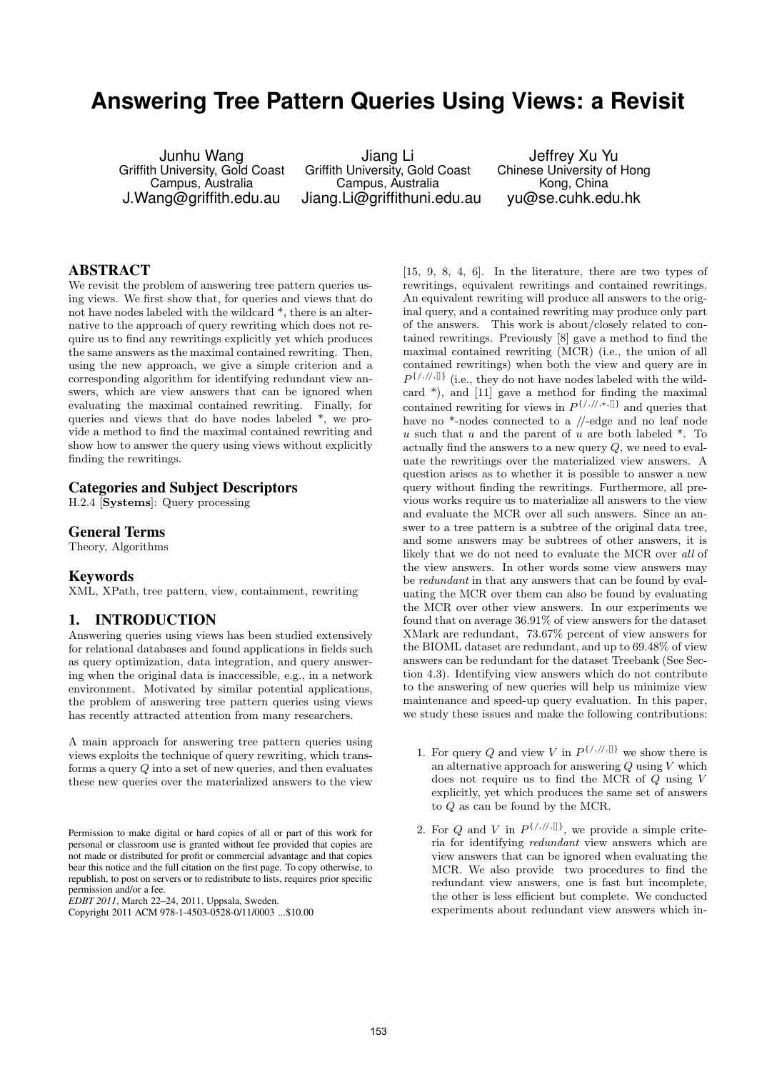# Answering Tree Pattern Queries Using Views: a Revisit

Junhu Wang
Griffith University, Gold Coast Campus, Australia
J.Wang@griffith.edu.au

Jiang Li
Griffith University, Gold Coast Campus, Australia
Jiang.Li@griffithuni.edu.au

Jeffrey Xu Yu
Chinese University of Hong Kong, China
yu@se.cuhk.edu.hk

## ABSTRACT

We revisit the problem of answering tree pattern queries using views. We first show that, for queries and views that do not have nodes labeled with the wildcard *, there is an alternative to the approach of query rewriting which does not require us to find any rewritings explicitly yet which produces the same answers as the maximal contained rewriting. Then, using the new approach, we give a simple criterion and a corresponding algorithm for identifying redundant view answers, which are view answers that can be ignored when evaluating the maximal contained rewriting. Finally, for queries and views that do have nodes labeled *, we provide a method to find the maximal contained rewriting and show how to answer the query using views without explicitly finding the rewritings.

## Categories and Subject Descriptors

H.2.4 [**Systems**]: Query processing

## General Terms

Theory, Algorithms

## Keywords

XML, XPath, tree pattern, view, containment, rewriting

## 1. INTRODUCTION

Answering queries using views has been studied extensively for relational databases and found applications in fields such as query optimization, data integration, and query answering when the original data is inaccessible, e.g., in a network environment. Motivated by similar potential applications, the problem of answering tree pattern queries using views has recently attracted attention from many researchers.

A main approach for answering tree pattern queries using views exploits the technique of query rewriting, which transforms a query $Q$ into a set of new queries, and then evaluates these new queries over the materialized answers to the view [15, 9, 8, 4, 6]. In the literature, there are two types of rewritings, equivalent rewritings and contained rewritings. An equivalent rewriting will produce all answers to the original query, and a contained rewriting may produce only part of the answers. This work is about/closely related to contained rewritings. Previously [8] gave a method to find the maximal contained rewriting (MCR) (i.e., the union of all contained rewritings) when both the view and query are in $P^{\{/,//,[]\}}$ (i.e., they do not have nodes labeled with the wildcard *), and [11] gave a method for finding the maximal contained rewriting for views in $P^{\{/,//,*,[]\}}$ and queries that have no *-nodes connected to a //-edge and no leaf node $u$ such that $u$ and the parent of $u$ are both labeled *. To actually find the answers to a new query $Q$, we need to evaluate the rewritings over the materialized view answers. A question arises as to whether it is possible to answer a new query without finding the rewritings. Furthermore, all previous works require us to materialize all answers to the view and evaluate the MCR over all such answers. Since an answer to a tree pattern is a subtree of the original data tree, and some answers may be subtrees of other answers, it is likely that we do not need to evaluate the MCR over *all* of the view answers. In other words some view answers may be *redundant* in that any answers that can be found by evaluating the MCR over them can also be found by evaluating the MCR over other view answers. In our experiments we found that on average 36.91% of view answers for the dataset XMark are redundant, 73.67% percent of view answers for the BIOML dataset are redundant, and up to 69.48% of view answers can be redundant for the dataset Treebank (See Section 4.3). Identifying view answers which do not contribute to the answering of new queries will help us minimize view maintenance and speed-up query evaluation. In this paper, we study these issues and make the following contributions:

1. For query $Q$ and view $V$ in $P^{\{/,//,[]\}}$ we show there is an alternative approach for answering $Q$ using $V$ which does not require us to find the MCR of $Q$ using $V$ explicitly, yet which produces the same set of answers to $Q$ as can be found by the MCR.
2. For $Q$ and $V$ in $P^{\{/,//,[]\}}$, we provide a simple criteria for identifying *redundant* view answers which are view answers that can be ignored when evaluating the MCR. We also provide two procedures to find the redundant view answers, one is fast but incomplete, the other is less efficient but complete. We conducted experiments about redundant view answers which in-

Permission to make digital or hard copies of all or part of this work for personal or classroom use is granted without fee provided that copies are not made or distributed for profit or commercial advantage and that copies bear this notice and the full citation on the first page. To copy otherwise, to republish, to post on servers or to redistribute to lists, requires prior specific permission and/or a fee.
*EDBT 2011*, March 22–24, 2011, Uppsala, Sweden.
Copyright 2011 ACM 978-1-4503-0528-0/11/0003 ...$10.00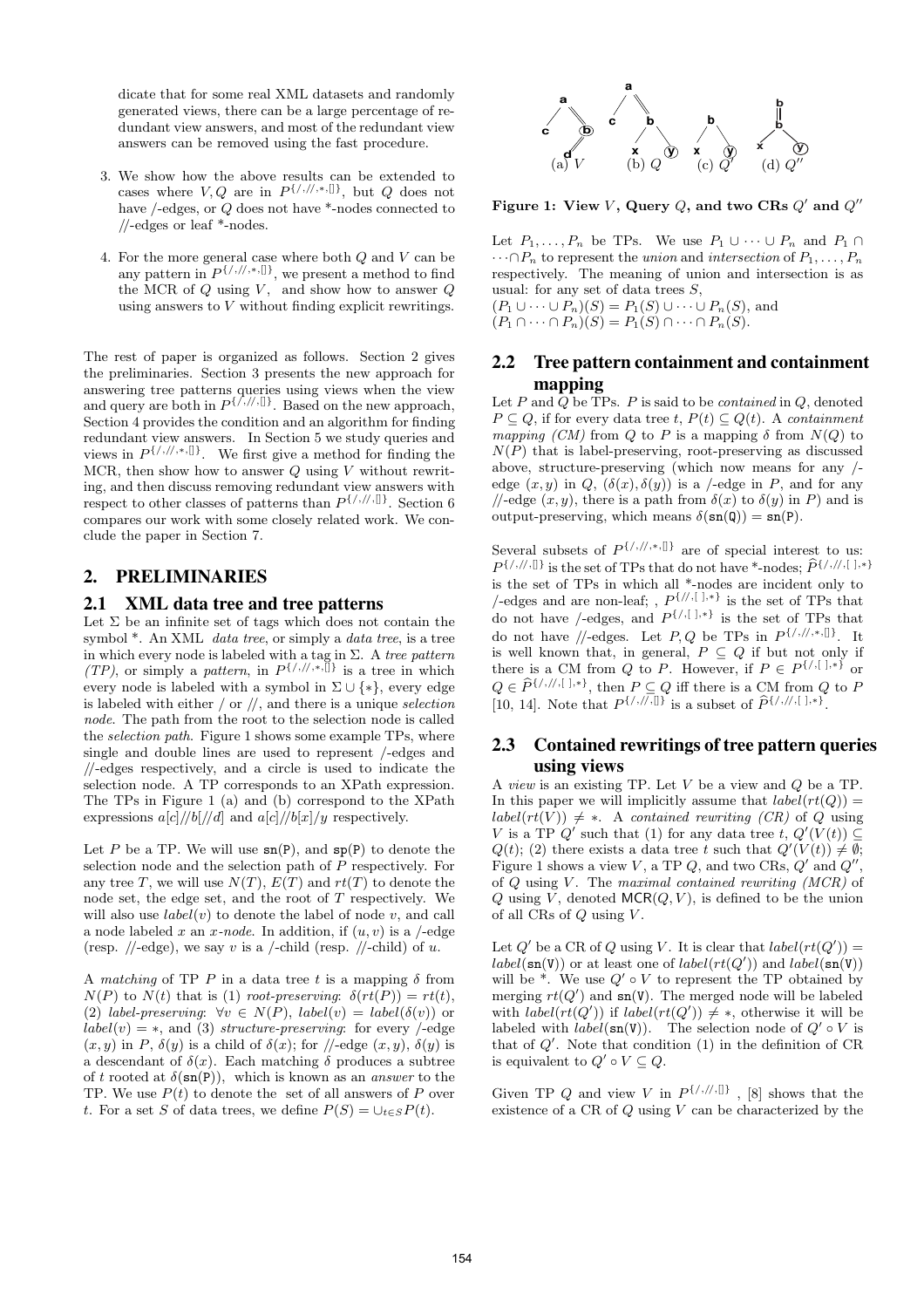dicate that for some real XML datasets and randomly generated views, there can be a large percentage of redundant view answers, and most of the redundant view answers can be removed using the fast procedure.

3. We show how the above results can be extended to cases where $V, Q$ are in $P^{\{/,//,*,[]\}}$, but $Q$ does not have /-edges, or $Q$ does not have *-nodes connected to //-edges or leaf *-nodes.

4. For the more general case where both $Q$ and $V$ can be any pattern in $P^{\{/,//,*,[]\}}$, we present a method to find the MCR of $Q$ using $V$, and show how to answer $Q$ using answers to $V$ without finding explicit rewritings.

The rest of paper is organized as follows. Section 2 gives the preliminaries. Section 3 presents the new approach for answering tree patterns queries using views when the view and query are both in $P^{\{/,//,[]\}}$. Based on the new approach, Section 4 provides the condition and an algorithm for finding redundant view answers. In Section 5 we study queries and views in $P^{\{/,//,*,[]\}}$. We first give a method for finding the MCR, then show how to answer $Q$ using $V$ without rewriting, and then discuss removing redundant view answers with respect to other classes of patterns than $P^{\{/,//,[]\}}$. Section 6 compares our work with some closely related work. We conclude the paper in Section 7.

## 2. PRELIMINARIES

### 2.1 XML data tree and tree patterns

Let $\Sigma$ be an infinite set of tags which does not contain the symbol *. An XML *data tree*, or simply a *data tree*, is a tree in which every node is labeled with a tag in $\Sigma$. A *tree pattern (TP)*, or simply a *pattern*, in $P^{\{/,//,*,[]\}}$ is a tree in which every node is labeled with a symbol in $\Sigma \cup \{*\}$, every edge is labeled with either / or //, and there is a unique *selection node*. The path from the root to the selection node is called the *selection path*. Figure 1 shows some example TPs, where single and double lines are used to represent /-edges and //-edges respectively, and a circle is used to indicate the selection node. A TP corresponds to an XPath expression. The TPs in Figure 1 (a) and (b) correspond to the XPath expressions $a[c]//b[//d]$ and $a[c]//b[x]/y$ respectively.

Let $P$ be a TP. We will use sn(P), and sp(P) to denote the selection node and the selection path of $P$ respectively. For any tree $T$, we will use $N(T)$, $E(T)$ and $rt(T)$ to denote the node set, the edge set, and the root of $T$ respectively. We will also use $label(v)$ to denote the label of node $v$, and call a node labeled $x$ an $x$-*node*. In addition, if $(u, v)$ is a /-edge (resp. //-edge), we say $v$ is a /-child (resp. //-child) of $u$.

A *matching* of TP $P$ in a data tree $t$ is a mapping $\delta$ from $N(P)$ to $N(t)$ that is (1) *root-preserving*: $\delta(rt(P)) = rt(t)$, (2) *label-preserving*: $\forall v \in N(P)$, $label(v) = label(\delta(v))$ or $label(v) = *$, and (3) *structure-preserving*: for every /-edge $(x, y)$ in $P$, $\delta(y)$ is a child of $\delta(x)$; for //-edge $(x, y)$, $\delta(y)$ is a descendant of $\delta(x)$. Each matching $\delta$ produces a subtree of $t$ rooted at $\delta$(sn(P)), which is known as an *answer* to the TP. We use $P(t)$ to denote the set of all answers of $P$ over $t$. For a set $S$ of data trees, we define $P(S) = \cup_{t \in S} P(t)$.

**Figure 1: View $V$, Query $Q$, and two CRs $Q'$ and $Q''$**

Let $P_1, \ldots, P_n$ be TPs. We use $P_1 \cup \cdots \cup P_n$ and $P_1 \cap \cdots \cap P_n$ to represent the *union* and *intersection* of $P_1, \ldots, P_n$ respectively. The meaning of union and intersection is as usual: for any set of data trees $S$,
$(P_1 \cup \cdots \cup P_n)(S) = P_1(S) \cup \cdots \cup P_n(S)$, and
$(P_1 \cap \cdots \cap P_n)(S) = P_1(S) \cap \cdots \cap P_n(S)$.

### 2.2 Tree pattern containment and containment mapping

Let $P$ and $Q$ be TPs. $P$ is said to be *contained* in $Q$, denoted $P \subseteq Q$, if for every data tree $t$, $P(t) \subseteq Q(t)$. A *containment mapping (CM)* from $Q$ to $P$ is a mapping $\delta$ from $N(Q)$ to $N(P)$ that is label-preserving, root-preserving as discussed above, structure-preserving (which now means for any /-edge $(x, y)$ in $Q$, $(\delta(x), \delta(y))$ is a /-edge in $P$, and for any //-edge $(x, y)$, there is a path from $\delta(x)$ to $\delta(y)$ in $P$) and is output-preserving, which means $\delta(\texttt{sn(Q)}) = \texttt{sn(P)}$.

Several subsets of $P^{\{/,//,*,[]\}}$ are of special interest to us: $P^{\{/,//,[]\}}$ is the set of TPs that do not have *-nodes; $\widehat{P}^{\{/,//,[\,],*\}}$ is the set of TPs in which all *-nodes are incident only to /-edges and are non-leaf; , $P^{\{//,[\,],*\}}$ is the set of TPs that do not have /-edges, and $P^{\{/,[\,],*\}}$ is the set of TPs that do not have //-edges. Let $P, Q$ be TPs in $P^{\{/,//,*,[]\}}$. It is well known that, in general, $P \subseteq Q$ if but not only if there is a CM from $Q$ to $P$. However, if $P \in P^{\{/,[\,],*\}}$ or $Q \in \widehat{P}^{\{/,//,[\,],*\}}$, then $P \subseteq Q$ iff there is a CM from $Q$ to $P$ [10, 14]. Note that $P^{\{/,//,[]\}}$ is a subset of $\widehat{P}^{\{/,//,[\,],*\}}$.

### 2.3 Contained rewritings of tree pattern queries using views

A *view* is an existing TP. Let $V$ be a view and $Q$ be a TP. In this paper we will implicitly assume that $label(rt(Q)) = label(rt(V)) \neq *$. A *contained rewriting (CR)* of $Q$ using $V$ is a TP $Q'$ such that (1) for any data tree $t$, $Q'(V(t)) \subseteq Q(t)$; (2) there exists a data tree $t$ such that $Q'(V(t)) \neq \emptyset$; Figure 1 shows a view $V$, a TP $Q$, and two CRs, $Q'$ and $Q''$, of $Q$ using $V$. The *maximal contained rewriting (MCR)* of $Q$ using $V$, denoted $\mathsf{MCR}(Q, V)$, is defined to be the union of all CRs of $Q$ using $V$.

Let $Q'$ be a CR of $Q$ using $V$. It is clear that $label(rt(Q')) = label(\texttt{sn(V)})$ or at least one of $label(rt(Q'))$ and $label(\texttt{sn(V)})$ will be *. We use $Q' \circ V$ to represent the TP obtained by merging $rt(Q')$ and sn(V). The merged node will be labeled with $label(rt(Q'))$ if $label(rt(Q')) \neq *$, otherwise it will be labeled with $label(\texttt{sn(V)})$. The selection node of $Q' \circ V$ is that of $Q'$. Note that condition (1) in the definition of CR is equivalent to $Q' \circ V \subseteq Q$.

Given TP $Q$ and view $V$ in $P^{\{/,//,[]\}}$ , [8] shows that the existence of a CR of $Q$ using $V$ can be characterized by the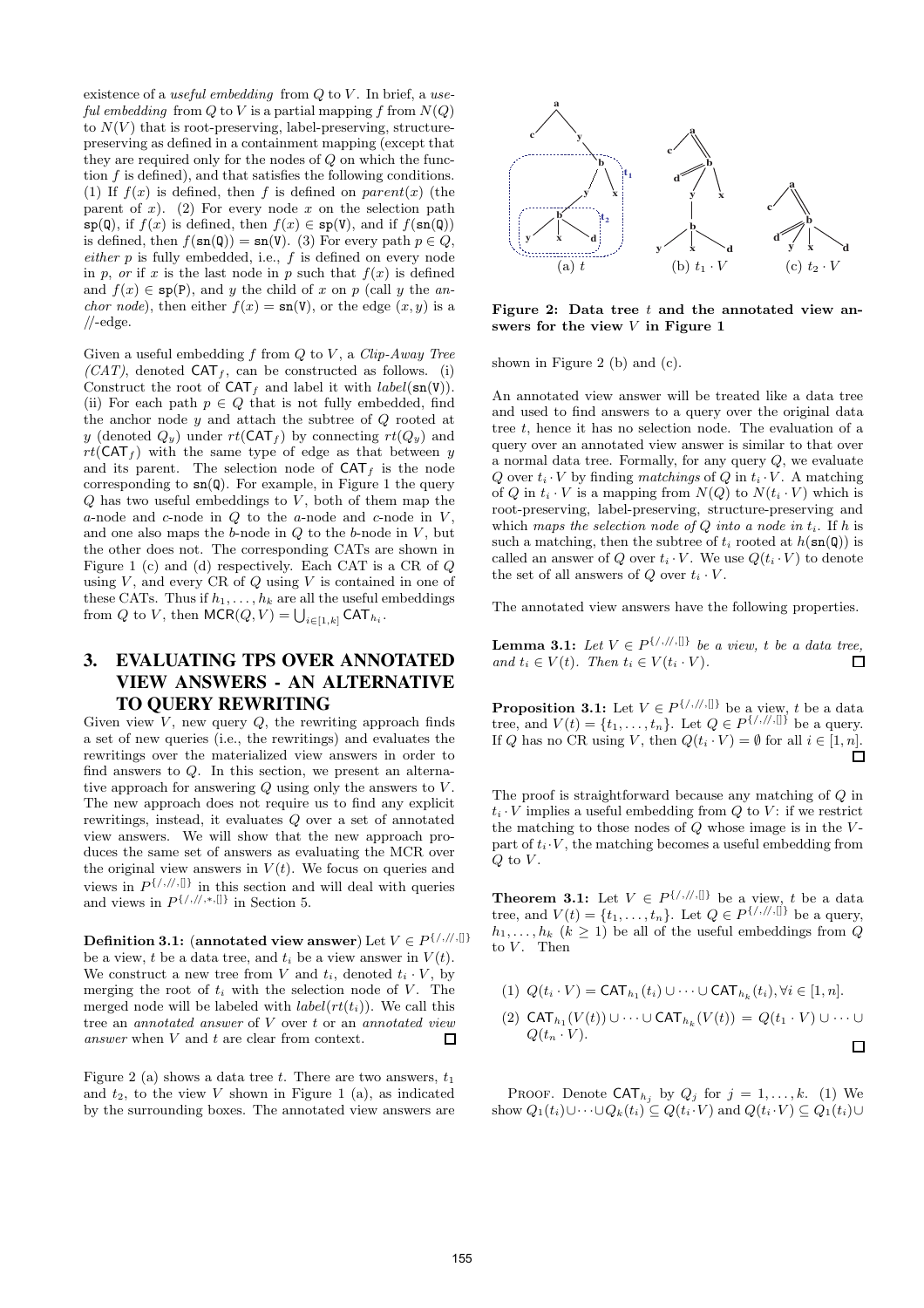existence of a *useful embedding* from $Q$ to $V$. In brief, a *useful embedding* from $Q$ to $V$ is a partial mapping $f$ from $N(Q)$ to $N(V)$ that is root-preserving, label-preserving, structure-preserving as defined in a containment mapping (except that they are required only for the nodes of $Q$ on which the function $f$ is defined), and that satisfies the following conditions. (1) If $f(x)$ is defined, then $f$ is defined on $parent(x)$ (the parent of $x$). (2) For every node $x$ on the selection path $\mathtt{sp(Q)}$, if $f(x)$ is defined, then $f(x) \in \mathtt{sp(V)}$, and if $f(\mathtt{sn(Q)})$ is defined, then $f(\mathtt{sn(Q)}) = \mathtt{sn(V)}$. (3) For every path $p \in Q$, *either* $p$ is fully embedded, i.e., $f$ is defined on every node in $p$, *or* if $x$ is the last node in $p$ such that $f(x)$ is defined and $f(x) \in \mathtt{sp(P)}$, and $y$ the child of $x$ on $p$ (call $y$ the *anchor node*), then either $f(x) = \mathtt{sn(V)}$, or the edge $(x, y)$ is a //-edge.

Given a useful embedding $f$ from $Q$ to $V$, a *Clip-Away Tree (CAT)*, denoted $\mathsf{CAT}_f$, can be constructed as follows. (i) Construct the root of $\mathsf{CAT}_f$ and label it with $label(\mathtt{sn(V)})$. (ii) For each path $p \in Q$ that is not fully embedded, find the anchor node $y$ and attach the subtree of $Q$ rooted at $y$ (denoted $Q_y$) under $rt(\mathsf{CAT}_f)$ by connecting $rt(Q_y)$ and $rt(\mathsf{CAT}_f)$ with the same type of edge as that between $y$ and its parent. The selection node of $\mathsf{CAT}_f$ is the node corresponding to $\mathtt{sn(Q)}$. For example, in Figure 1 the query $Q$ has two useful embeddings to $V$, both of them map the $a$-node and $c$-node in $Q$ to the $a$-node and $c$-node in $V$, and one also maps the $b$-node in $Q$ to the $b$-node in $V$, but the other does not. The corresponding CATs are shown in Figure 1 (c) and (d) respectively. Each CAT is a CR of $Q$ using $V$, and every CR of $Q$ using $V$ is contained in one of these CATs. Thus if $h_1, \ldots, h_k$ are all the useful embeddings from $Q$ to $V$, then $\mathsf{MCR}(Q, V) = \bigcup_{i \in [1,k]} \mathsf{CAT}_{h_i}$.

# 3. EVALUATING TPS OVER ANNOTATED VIEW ANSWERS - AN ALTERNATIVE TO QUERY REWRITING

Given view $V$, new query $Q$, the rewriting approach finds a set of new queries (i.e., the rewritings) and evaluates the rewritings over the materialized view answers in order to find answers to $Q$. In this section, we present an alternative approach for answering $Q$ using only the answers to $V$. The new approach does not require us to find any explicit rewritings, instead, it evaluates $Q$ over a set of annotated view answers. We will show that the new approach produces the same set of answers as evaluating the MCR over the original view answers in $V(t)$. We focus on queries and views in $P^{\{/,//,[]\}}$ in this section and will deal with queries and views in $P^{\{/,//,*,[]\}}$ in Section 5.

**Definition 3.1:** (**annotated view answer**) Let $V \in P^{\{/,//,[]\}}$ be a view, $t$ be a data tree, and $t_i$ be a view answer in $V(t)$. We construct a new tree from $V$ and $t_i$, denoted $t_i \cdot V$, by merging the root of $t_i$ with the selection node of $V$. The merged node will be labeled with $label(rt(t_i))$. We call this tree an *annotated answer* of $V$ over $t$ or an *annotated view answer* when $V$ and $t$ are clear from context. □

Figure 2 (a) shows a data tree $t$. There are two answers, $t_1$ and $t_2$, to the view $V$ shown in Figure 1 (a), as indicated by the surrounding boxes. The annotated view answers are shown in Figure 2 (b) and (c).

**Figure 2: Data tree $t$ and the annotated view answers for the view $V$ in Figure 1**

An annotated view answer will be treated like a data tree and used to find answers to a query over the original data tree $t$, hence it has no selection node. The evaluation of a query over an annotated view answer is similar to that over a normal data tree. Formally, for any query $Q$, we evaluate $Q$ over $t_i \cdot V$ by finding *matchings* of $Q$ in $t_i \cdot V$. A matching of $Q$ in $t_i \cdot V$ is a mapping from $N(Q)$ to $N(t_i \cdot V)$ which is root-preserving, label-preserving, structure-preserving and which *maps the selection node of $Q$ into a node in $t_i$*. If $h$ is such a matching, then the subtree of $t_i$ rooted at $h(\mathtt{sn(Q)})$ is called an answer of $Q$ over $t_i \cdot V$. We use $Q(t_i \cdot V)$ to denote the set of all answers of $Q$ over $t_i \cdot V$.

The annotated view answers have the following properties.

**Lemma 3.1:** *Let $V \in P^{\{/,//,[]\}}$ be a view, $t$ be a data tree, and $t_i \in V(t)$. Then $t_i \in V(t_i \cdot V)$.* □

**Proposition 3.1:** Let $V \in P^{\{/,//,[]\}}$ be a view, $t$ be a data tree, and $V(t) = \{t_1, \ldots, t_n\}$. Let $Q \in P^{\{/,//,[]\}}$ be a query. If $Q$ has no CR using $V$, then $Q(t_i \cdot V) = \emptyset$ for all $i \in [1, n]$. □

The proof is straightforward because any matching of $Q$ in $t_i \cdot V$ implies a useful embedding from $Q$ to $V$: if we restrict the matching to those nodes of $Q$ whose image is in the $V$-part of $t_i \cdot V$, the matching becomes a useful embedding from $Q$ to $V$.

**Theorem 3.1:** Let $V \in P^{\{/,//,[]\}}$ be a view, $t$ be a data tree, and $V(t) = \{t_1, \ldots, t_n\}$. Let $Q \in P^{\{/,//,[]\}}$ be a query, $h_1, \ldots, h_k$ ($k \geq 1$) be all of the useful embeddings from $Q$ to $V$. Then

(1) $Q(t_i \cdot V) = \mathsf{CAT}_{h_1}(t_i) \cup \cdots \cup \mathsf{CAT}_{h_k}(t_i), \forall i \in [1, n]$.

(2) $\mathsf{CAT}_{h_1}(V(t)) \cup \cdots \cup \mathsf{CAT}_{h_k}(V(t)) = Q(t_1 \cdot V) \cup \cdots \cup Q(t_n \cdot V)$. □

PROOF. Denote $\mathsf{CAT}_{h_j}$ by $Q_j$ for $j = 1, \ldots, k$. (1) We show $Q_1(t_i) \cup \cdots \cup Q_k(t_i) \subseteq Q(t_i \cdot V)$ and $Q(t_i \cdot V) \subseteq Q_1(t_i) \cup$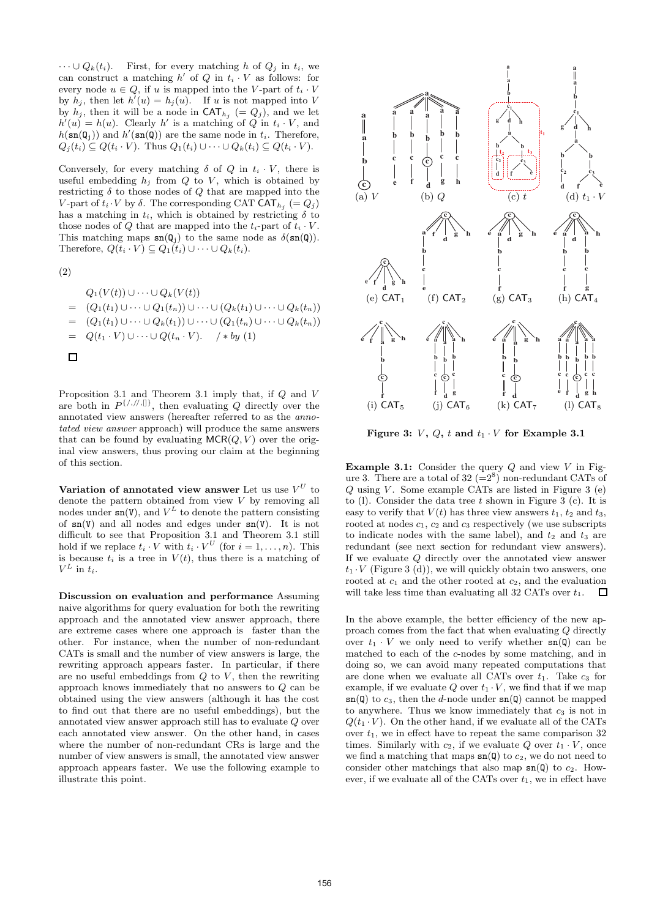$\cdots \cup Q_k(t_i)$. First, for every matching $h$ of $Q_j$ in $t_i$, we can construct a matching $h'$ of $Q$ in $t_i \cdot V$ as follows: for every node $u \in Q$, if $u$ is mapped into the $V$-part of $t_i \cdot V$ by $h_j$, then let $h'(u) = h_j(u)$. If $u$ is not mapped into $V$ by $h_j$, then it will be a node in $\mathsf{CAT}_{h_j}$ ($= Q_j$), and we let $h'(u) = h(u)$. Clearly $h'$ is a matching of $Q$ in $t_i \cdot V$, and $h(\mathtt{sn}(\mathtt{Q_j}))$ and $h'(\mathtt{sn}(\mathtt{Q}))$ are the same node in $t_i$. Therefore, $Q_j(t_i) \subseteq Q(t_i \cdot V)$. Thus $Q_1(t_i) \cup \cdots \cup Q_k(t_i) \subseteq Q(t_i \cdot V)$.

Conversely, for every matching $\delta$ of $Q$ in $t_i \cdot V$, there is useful embedding $h_j$ from $Q$ to $V$, which is obtained by restricting $\delta$ to those nodes of $Q$ that are mapped into the $V$-part of $t_i \cdot V$ by $\delta$. The corresponding CAT $\mathsf{CAT}_{h_j}$ ($= Q_j$) has a matching in $t_i$, which is obtained by restricting $\delta$ to those nodes of $Q$ that are mapped into the $t_i$-part of $t_i \cdot V$. This matching maps $\mathtt{sn}(\mathtt{Q_j})$ to the same node as $\delta(\mathtt{sn}(\mathtt{Q}))$. Therefore, $Q(t_i \cdot V) \subseteq Q_1(t_i) \cup \cdots \cup Q_k(t_i)$.

(2)

$$
\begin{aligned}
& Q_1(V(t)) \cup \cdots \cup Q_k(V(t)) \\
= \; & (Q_1(t_1) \cup \cdots \cup Q_1(t_n)) \cup \cdots \cup (Q_k(t_1) \cup \cdots \cup Q_k(t_n)) \\
= \; & (Q_1(t_1) \cup \cdots \cup Q_k(t_1)) \cup \cdots \cup (Q_1(t_n) \cup \cdots \cup Q_k(t_n)) \\
= \; & Q(t_1 \cdot V) \cup \cdots \cup Q(t_n \cdot V). \quad /* \; by \; (1)
\end{aligned}
$$

□

Proposition 3.1 and Theorem 3.1 imply that, if $Q$ and $V$ are both in $P^{\{/,//,[]\}}$, then evaluating $Q$ directly over the annotated view answers (hereafter referred to as the *annotated view answer* approach) will produce the same answers that can be found by evaluating $\mathsf{MCR}(Q, V)$ over the original view answers, thus proving our claim at the beginning of this section.

**Variation of annotated view answer** Let us use $V^U$ to denote the pattern obtained from view $V$ by removing all nodes under $\mathtt{sn}(\mathtt{V})$, and $V^L$ to denote the pattern consisting of $\mathtt{sn}(\mathtt{V})$ and all nodes and edges under $\mathtt{sn}(\mathtt{V})$. It is not difficult to see that Proposition 3.1 and Theorem 3.1 still hold if we replace $t_i \cdot V$ with $t_i \cdot V^U$ (for $i = 1, \ldots, n$). This is because $t_i$ is a tree in $V(t)$, thus there is a matching of $V^L$ in $t_i$.

**Discussion on evaluation and performance** Assuming naive algorithms for query evaluation for both the rewriting approach and the annotated view answer approach, there are extreme cases where one approach is faster than the other. For instance, when the number of non-redundant CATs is small and the number of view answers is large, the rewriting approach appears faster. In particular, if there are no useful embeddings from $Q$ to $V$, then the rewriting approach knows immediately that no answers to $Q$ can be obtained using the view answers (although it has the cost to find out that there are no useful embeddings), but the annotated view answer approach still has to evaluate $Q$ over each annotated view answer. On the other hand, in cases where the number of non-redundant CRs is large and the number of view answers is small, the annotated view answer approach appears faster. We use the following example to illustrate this point.

Figure 3: $V$, $Q$, $t$ and $t_1 \cdot V$ for Example 3.1

**Example 3.1:** Consider the query $Q$ and view $V$ in Figure 3. There are a total of 32 ($=2^8$) non-redundant CATs of $Q$ using $V$. Some example CATs are listed in Figure 3 (e) to (l). Consider the data tree $t$ shown in Figure 3 (c). It is easy to verify that $V(t)$ has three view answers $t_1$, $t_2$ and $t_3$, rooted at nodes $c_1$, $c_2$ and $c_3$ respectively (we use subscripts to indicate nodes with the same label), and $t_2$ and $t_3$ are redundant (see next section for redundant view answers). If we evaluate $Q$ directly over the annotated view answer $t_1 \cdot V$ (Figure 3 (d)), we will quickly obtain two answers, one rooted at $c_1$ and the other rooted at $c_2$, and the evaluation will take less time than evaluating all 32 CATs over $t_1$. □

In the above example, the better efficiency of the new approach comes from the fact that when evaluating $Q$ directly over $t_1 \cdot V$ we only need to verify whether $\mathtt{sn}(\mathtt{Q})$ can be matched to each of the $c$-nodes by some matching, and in doing so, we can avoid many repeated computations that are done when we evaluate all CATs over $t_1$. Take $c_3$ for example, if we evaluate $Q$ over $t_1 \cdot V$, we find that if we map $\mathtt{sn}(\mathtt{Q})$ to $c_3$, then the $d$-node under $\mathtt{sn}(\mathtt{Q})$ cannot be mapped to anywhere. Thus we know immediately that $c_3$ is not in $Q(t_1 \cdot V)$. On the other hand, if we evaluate all of the CATs over $t_1$, we in effect have to repeat the same comparison 32 times. Similarly with $c_2$, if we evaluate $Q$ over $t_1 \cdot V$, once we find a matching that maps $\mathtt{sn}(\mathtt{Q})$ to $c_2$, we do not need to consider other matchings that also map $\mathtt{sn}(\mathtt{Q})$ to $c_2$. However, if we evaluate all of the CATs over $t_1$, we in effect have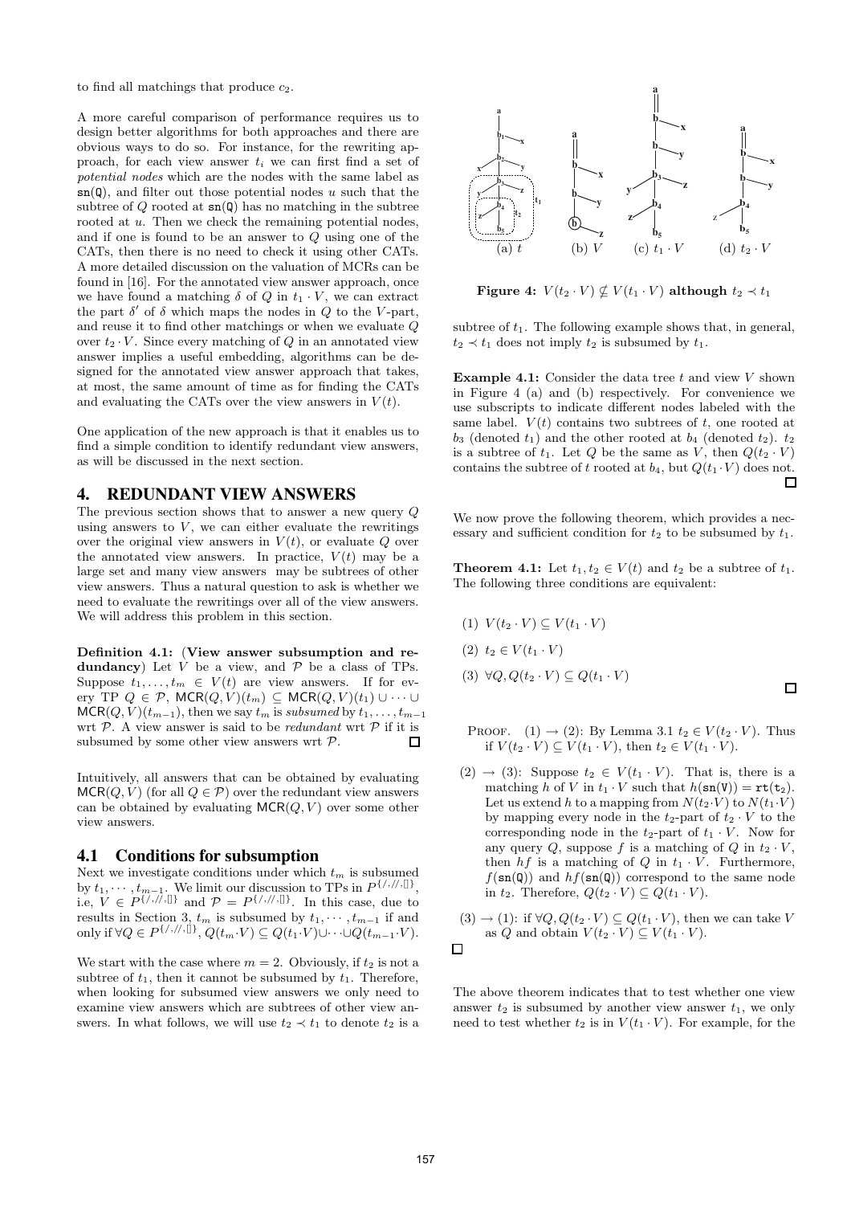to find all matchings that produce $c_2$.

A more careful comparison of performance requires us to design better algorithms for both approaches and there are obvious ways to do so. For instance, for the rewriting approach, for each view answer $t_i$ we can first find a set of *potential nodes* which are the nodes with the same label as $\mathtt{sn}(\mathtt{Q})$, and filter out those potential nodes $u$ such that the subtree of $Q$ rooted at $\mathtt{sn}(\mathtt{Q})$ has no matching in the subtree rooted at $u$. Then we check the remaining potential nodes, and if one is found to be an answer to $Q$ using one of the CATs, then there is no need to check it using other CATs. A more detailed discussion on the valuation of MCRs can be found in [16]. For the annotated view answer approach, once we have found a matching $\delta$ of $Q$ in $t_1 \cdot V$, we can extract the part $\delta'$ of $\delta$ which maps the nodes in $Q$ to the $V$-part, and reuse it to find other matchings or when we evaluate $Q$ over $t_2 \cdot V$. Since every matching of $Q$ in an annotated view answer implies a useful embedding, algorithms can be designed for the annotated view answer approach that takes, at most, the same amount of time as for finding the CATs and evaluating the CATs over the view answers in $V(t)$.

One application of the new approach is that it enables us to find a simple condition to identify redundant view answers, as will be discussed in the next section.

## 4. REDUNDANT VIEW ANSWERS

The previous section shows that to answer a new query $Q$ using answers to $V$, we can either evaluate the rewritings over the original view answers in $V(t)$, or evaluate $Q$ over the annotated view answers. In practice, $V(t)$ may be a large set and many view answers may be subtrees of other view answers. Thus a natural question to ask is whether we need to evaluate the rewritings over all of the view answers. We will address this problem in this section.

**Definition 4.1: (View answer subsumption and redundancy)** Let $V$ be a view, and $\mathcal{P}$ be a class of TPs. Suppose $t_1, \ldots, t_m \in V(t)$ are view answers. If for every TP $Q \in \mathcal{P}$, $\mathsf{MCR}(Q,V)(t_m) \subseteq \mathsf{MCR}(Q,V)(t_1) \cup \cdots \cup \mathsf{MCR}(Q,V)(t_{m-1})$, then we say $t_m$ is *subsumed* by $t_1, \ldots, t_{m-1}$ wrt $\mathcal{P}$. A view answer is said to be *redundant* wrt $\mathcal{P}$ if it is subsumed by some other view answers wrt $\mathcal{P}$. □

Intuitively, all answers that can be obtained by evaluating $\mathsf{MCR}(Q,V)$ (for all $Q \in \mathcal{P}$) over the redundant view answers can be obtained by evaluating $\mathsf{MCR}(Q,V)$ over some other view answers.

### 4.1 Conditions for subsumption

Next we investigate conditions under which $t_m$ is subsumed by $t_1, \cdots, t_{m-1}$. We limit our discussion to TPs in $P^{\{/,//,[]\}}$, i.e, $V \in P^{\{/,//,[]\}}$ and $\mathcal{P} = P^{\{/,//,[]\}}$. In this case, due to results in Section 3, $t_m$ is subsumed by $t_1, \cdots, t_{m-1}$ if and only if $\forall Q \in P^{\{/,//,[]\}}, Q(t_m \cdot V) \subseteq Q(t_1 \cdot V) \cup \cdots \cup Q(t_{m-1} \cdot V)$.

We start with the case where $m = 2$. Obviously, if $t_2$ is not a subtree of $t_1$, then it cannot be subsumed by $t_1$. Therefore, when looking for subsumed view answers we only need to examine view answers which are subtrees of other view answers. In what follows, we will use $t_2 \prec t_1$ to denote $t_2$ is a subtree of $t_1$. The following example shows that, in general, $t_2 \prec t_1$ does not imply $t_2$ is subsumed by $t_1$.

(a) $t$ (b) $V$ (c) $t_1 \cdot V$ (d) $t_2 \cdot V$

**Figure 4: $V(t_2 \cdot V) \not\subseteq V(t_1 \cdot V)$ although $t_2 \prec t_1$**

**Example 4.1:** Consider the data tree $t$ and view $V$ shown in Figure 4 (a) and (b) respectively. For convenience we use subscripts to indicate different nodes labeled with the same label. $V(t)$ contains two subtrees of $t$, one rooted at $b_3$ (denoted $t_1$) and the other rooted at $b_4$ (denoted $t_2$). $t_2$ is a subtree of $t_1$. Let $Q$ be the same as $V$, then $Q(t_2 \cdot V)$ contains the subtree of $t$ rooted at $b_4$, but $Q(t_1 \cdot V)$ does not. □

We now prove the following theorem, which provides a necessary and sufficient condition for $t_2$ to be subsumed by $t_1$.

**Theorem 4.1:** Let $t_1, t_2 \in V(t)$ and $t_2$ be a subtree of $t_1$. The following three conditions are equivalent:

(1) $V(t_2 \cdot V) \subseteq V(t_1 \cdot V)$

(2) $t_2 \in V(t_1 \cdot V)$

(3) $\forall Q, Q(t_2 \cdot V) \subseteq Q(t_1 \cdot V)$ □

PROOF. (1) → (2): By Lemma 3.1 $t_2 \in V(t_2 \cdot V)$. Thus if $V(t_2 \cdot V) \subseteq V(t_1 \cdot V)$, then $t_2 \in V(t_1 \cdot V)$.

(2) → (3): Suppose $t_2 \in V(t_1 \cdot V)$. That is, there is a matching $h$ of $V$ in $t_1 \cdot V$ such that $h(\mathtt{sn}(\mathtt{V})) = \mathtt{rt}(\mathtt{t_2})$. Let us extend $h$ to a mapping from $N(t_2 \cdot V)$ to $N(t_1 \cdot V)$ by mapping every node in the $t_2$-part of $t_2 \cdot V$ to the corresponding node in the $t_2$-part of $t_1 \cdot V$. Now for any query $Q$, suppose $f$ is a matching of $Q$ in $t_2 \cdot V$, then $hf$ is a matching of $Q$ in $t_1 \cdot V$. Furthermore, $f(\mathtt{sn}(\mathtt{Q}))$ and $hf(\mathtt{sn}(\mathtt{Q}))$ correspond to the same node in $t_2$. Therefore, $Q(t_2 \cdot V) \subseteq Q(t_1 \cdot V)$.

(3) → (1): if $\forall Q, Q(t_2 \cdot V) \subseteq Q(t_1 \cdot V)$, then we can take $V$ as $Q$ and obtain $V(t_2 \cdot V) \subseteq V(t_1 \cdot V)$.

□

The above theorem indicates that to test whether one view answer $t_2$ is subsumed by another view answer $t_1$, we only need to test whether $t_2$ is in $V(t_1 \cdot V)$. For example, for the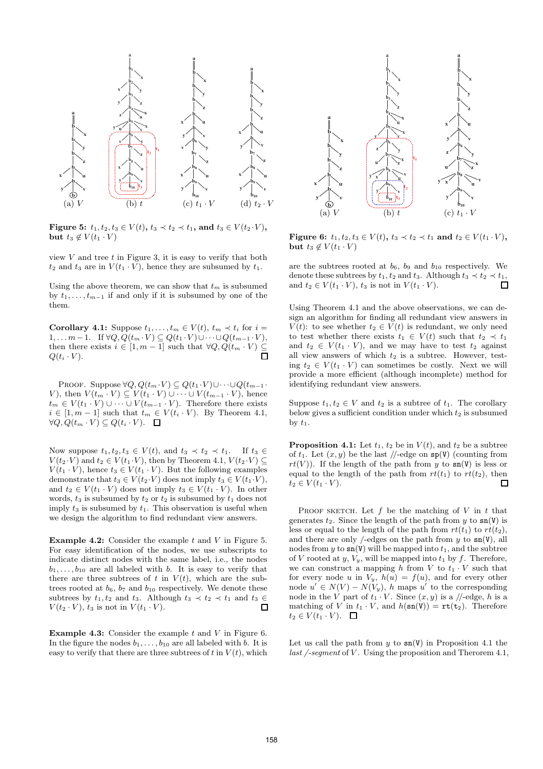**Figure 5: $t_1, t_2, t_3 \in V(t)$, $t_3 \prec t_2 \prec t_1$, and $t_3 \in V(t_2 \cdot V)$, but $t_3 \notin V(t_1 \cdot V)$**

view $V$ and tree $t$ in Figure 3, it is easy to verify that both $t_2$ and $t_3$ are in $V(t_1 \cdot V)$, hence they are subsumed by $t_1$.

Using the above theorem, we can show that $t_m$ is subsumed by $t_1, \ldots, t_{m-1}$ if and only if it is subsumed by one of the them.

**Corollary 4.1:** Suppose $t_1, \ldots, t_m \in V(t)$, $t_m \prec t_i$ for $i = 1, \ldots m-1$. If $\forall Q, Q(t_m \cdot V) \subseteq Q(t_1 \cdot V) \cup \cdots \cup Q(t_{m-1} \cdot V)$, then there exists $i \in [1, m-1]$ such that $\forall Q, Q(t_m \cdot V) \subseteq Q(t_i \cdot V)$. □

PROOF. Suppose $\forall Q, Q(t_m \cdot V) \subseteq Q(t_1 \cdot V) \cup \cdots \cup Q(t_{m-1} \cdot V)$, then $V(t_m \cdot V) \subseteq V(t_1 \cdot V) \cup \cdots \cup V(t_{m-1} \cdot V)$, hence $t_m \in V(t_1 \cdot V) \cup \cdots \cup V(t_{m-1} \cdot V)$. Therefore there exists $i \in [1, m-1]$ such that $t_m \in V(t_i \cdot V)$. By Theorem 4.1, $\forall Q, Q(t_m \cdot V) \subseteq Q(t_i \cdot V)$. □

Now suppose $t_1, t_2, t_3 \in V(t)$, and $t_3 \prec t_2 \prec t_1$. If $t_3 \in V(t_2 \cdot V)$ and $t_2 \in V(t_1 \cdot V)$, then by Theorem 4.1, $V(t_2 \cdot V) \subseteq V(t_1 \cdot V)$, hence $t_3 \in V(t_1 \cdot V)$. But the following examples demonstrate that $t_3 \in V(t_2 \cdot V)$ does not imply $t_3 \in V(t_1 \cdot V)$, and $t_2 \in V(t_1 \cdot V)$ does not imply $t_3 \in V(t_1 \cdot V)$. In other words, $t_3$ is subsumed by $t_2$ or $t_2$ is subsumed by $t_1$ does not imply $t_3$ is subsumed by $t_1$. This observation is useful when we design the algorithm to find redundant view answers.

**Example 4.2:** Consider the example $t$ and $V$ in Figure 5. For easy identification of the nodes, we use subscripts to indicate distinct nodes with the same label, i.e., the nodes $b_1, \ldots, b_{10}$ are all labeled with $b$. It is easy to verify that there are three subtrees of $t$ in $V(t)$, which are the subtrees rooted at $b_6$, $b_7$ and $b_{10}$ respectively. We denote these subtrees by $t_1, t_2$ and $t_3$. Although $t_3 \prec t_2 \prec t_1$ and $t_3 \in V(t_2 \cdot V)$, $t_3$ is not in $V(t_1 \cdot V)$. □

**Example 4.3:** Consider the example $t$ and $V$ in Figure 6. In the figure the nodes $b_1, \ldots, b_{10}$ are all labeled with $b$. It is easy to verify that there are three subtrees of $t$ in $V(t)$, which are the subtrees rooted at $b_6$, $b_9$ and $b_{10}$ respectively. We denote these subtrees by $t_1, t_2$ and $t_3$. Although $t_3 \prec t_2 \prec t_1$, and $t_2 \in V(t_1 \cdot V)$, $t_3$ is not in $V(t_1 \cdot V)$. □

**Figure 6: $t_1, t_2, t_3 \in V(t)$, $t_3 \prec t_2 \prec t_1$ and $t_2 \in V(t_1 \cdot V)$, but $t_3 \notin V(t_1 \cdot V)$**

Using Theorem 4.1 and the above observations, we can design an algorithm for finding all redundant view answers in $V(t)$: to see whether $t_2 \in V(t)$ is redundant, we only need to test whether there exists $t_1 \in V(t)$ such that $t_2 \prec t_1$ and $t_2 \in V(t_1 \cdot V)$, and we may have to test $t_2$ against all view answers of which $t_2$ is a subtree. However, testing $t_2 \in V(t_1 \cdot V)$ can sometimes be costly. Next we will provide a more efficient (although incomplete) method for identifying redundant view answers.

Suppose $t_1, t_2 \in V$ and $t_2$ is a subtree of $t_1$. The corollary below gives a sufficient condition under which $t_2$ is subsumed by $t_1$.

**Proposition 4.1:** Let $t_1$, $t_2$ be in $V(t)$, and $t_2$ be a subtree of $t_1$. Let $(x, y)$ be the last //-edge on $\mathtt{sp}(\mathtt{V})$ (counting from $rt(V)$). If the length of the path from $y$ to $\mathtt{sn}(\mathtt{V})$ is less or equal to the length of the path from $rt(t_1)$ to $rt(t_2)$, then $t_2 \in V(t_1 \cdot V)$. □

PROOF SKETCH. Let $f$ be the matching of $V$ in $t$ that generates $t_2$. Since the length of the path from $y$ to $\mathtt{sn}(\mathtt{V})$ is less or equal to the length of the path from $rt(t_1)$ to $rt(t_2)$, and there are only /-edges on the path from $y$ to $\mathtt{sn}(\mathtt{V})$, all nodes from $y$ to $\mathtt{sn}(\mathtt{V})$ will be mapped into $t_1$, and the subtree of $V$ rooted at $y$, $V_y$, will be mapped into $t_1$ by $f$. Therefore, we can construct a mapping $h$ from $V$ to $t_1 \cdot V$ such that for every node $u$ in $V_y$, $h(u) = f(u)$, and for every other node $u' \in N(V) - N(V_y)$, $h$ maps $u'$ to the corresponding node in the $V$ part of $t_1 \cdot V$. Since $(x, y)$ is a //-edge, $h$ is a matching of $V$ in $t_1 \cdot V$, and $h(\mathtt{sn}(\mathtt{V})) = \mathtt{rt}(\mathtt{t_2})$. Therefore $t_2 \in V(t_1 \cdot V)$. □

Let us call the path from $y$ to $\mathtt{sn}(\mathtt{V})$ in Proposition 4.1 the *last /-segment* of $V$. Using the proposition and Therorem 4.1,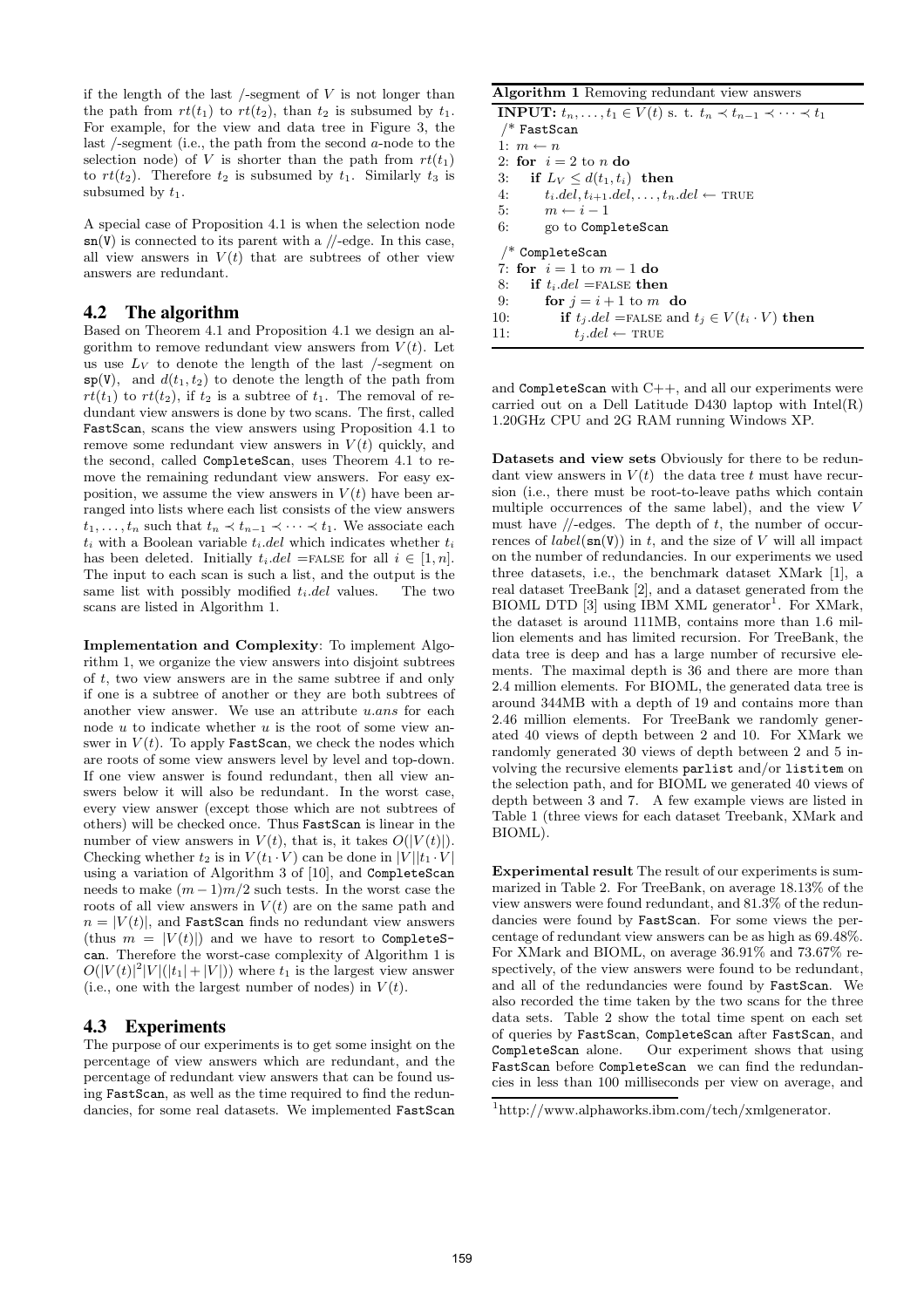if the length of the last /-segment of $V$ is not longer than the path from $rt(t_1)$ to $rt(t_2)$, than $t_2$ is subsumed by $t_1$. For example, for the view and data tree in Figure 3, the last /-segment (i.e., the path from the second $a$-node to the selection node) of $V$ is shorter than the path from $rt(t_1)$ to $rt(t_2)$. Therefore $t_2$ is subsumed by $t_1$. Similarly $t_3$ is subsumed by $t_1$.

A special case of Proposition 4.1 is when the selection node sn(V) is connected to its parent with a //-edge. In this case, all view answers in $V(t)$ that are subtrees of other view answers are redundant.

## 4.2 The algorithm

Based on Theorem 4.1 and Proposition 4.1 we design an algorithm to remove redundant view answers from $V(t)$. Let us use $L_V$ to denote the length of the last /-segment on sp(V), and $d(t_1, t_2)$ to denote the length of the path from $rt(t_1)$ to $rt(t_2)$, if $t_2$ is a subtree of $t_1$. The removal of redundant view answers is done by two scans. The first, called FastScan, scans the view answers using Proposition 4.1 to remove some redundant view answers in $V(t)$ quickly, and the second, called CompleteScan, uses Theorem 4.1 to remove the remaining redundant view answers. For easy exposition, we assume the view answers in $V(t)$ have been arranged into lists where each list consists of the view answers $t_1, \ldots, t_n$ such that $t_n \prec t_{n-1} \prec \cdots \prec t_1$. We associate each $t_i$ with a Boolean variable $t_i.del$ which indicates whether $t_i$ has been deleted. Initially $t_i.del$ =FALSE for all $i \in [1, n]$. The input to each scan is such a list, and the output is the same list with possibly modified $t_i.del$ values. The two scans are listed in Algorithm 1.

**Algorithm 1** Removing redundant view answers

```
INPUT: t_n, ..., t_1 ∈ V(t) s. t. t_n ≺ t_{n-1} ≺ ··· ≺ t_1
 /* FastScan
 1: m ← n
 2: for i = 2 to n do
 3:   if L_V ≤ d(t_1, t_i) then
 4:     t_i.del, t_{i+1}.del, ..., t_n.del ← TRUE
 5:     m ← i − 1
 6:     go to CompleteScan
 /* CompleteScan
 7: for i = 1 to m − 1 do
 8:   if t_i.del = FALSE then
 9:     for j = i + 1 to m do
10:       if t_j.del = FALSE and t_j ∈ V(t_i · V) then
11:         t_j.del ← TRUE
```

**Implementation and Complexity**: To implement Algorithm 1, we organize the view answers into disjoint subtrees of $t$, two view answers are in the same subtree if and only if one is a subtree of another or they are both subtrees of another view answer. We use an attribute $u.ans$ for each node $u$ to indicate whether $u$ is the root of some view answer in $V(t)$. To apply FastScan, we check the nodes which are roots of some view answers level by level and top-down. If one view answer is found redundant, then all view answers below it will also be redundant. In the worst case, every view answer (except those which are not subtrees of others) will be checked once. Thus FastScan is linear in the number of view answers in $V(t)$, that is, it takes $O(|V(t)|)$. Checking whether $t_2$ is in $V(t_1 \cdot V)$ can be done in $|V||t_1 \cdot V|$ using a variation of Algorithm 3 of [10], and CompleteScan needs to make $(m-1)m/2$ such tests. In the worst case the roots of all view answers in $V(t)$ are on the same path and $n = |V(t)|$, and FastScan finds no redundant view answers (thus $m = |V(t)|$) and we have to resort to CompleteScan. Therefore the worst-case complexity of Algorithm 1 is $O(|V(t)|^2|V|(|t_1| + |V|))$ where $t_1$ is the largest view answer (i.e., one with the largest number of nodes) in $V(t)$.

## 4.3 Experiments

The purpose of our experiments is to get some insight on the percentage of view answers which are redundant, and the percentage of redundant view answers that can be found using FastScan, as well as the time required to find the redundancies, for some real datasets. We implemented FastScan and CompleteScan with C++, and all our experiments were carried out on a Dell Latitude D430 laptop with Intel(R) 1.20GHz CPU and 2G RAM running Windows XP.

**Datasets and view sets** Obviously for there to be redundant view answers in $V(t)$ the data tree $t$ must have recursion (i.e., there must be root-to-leave paths which contain multiple occurrences of the same label), and the view $V$ must have //-edges. The depth of $t$, the number of occurrences of $label$(sn(V)) in $t$, and the size of $V$ will all impact on the number of redundancies. In our experiments we used three datasets, i.e., the benchmark dataset XMark [1], a real dataset TreeBank [2], and a dataset generated from the BIOML DTD [3] using IBM XML generator[1]. For XMark, the dataset is around 111MB, contains more than 1.6 million elements and has limited recursion. For TreeBank, the data tree is deep and has a large number of recursive elements. The maximal depth is 36 and there are more than 2.4 million elements. For BIOML, the generated data tree is around 344MB with a depth of 19 and contains more than 2.46 million elements. For TreeBank we randomly generated 40 views of depth between 2 and 10. For XMark we randomly generated 30 views of depth between 2 and 5 involving the recursive elements parlist and/or listitem on the selection path, and for BIOML we generated 40 views of depth between 3 and 7. A few example views are listed in Table 1 (three views for each dataset Treebank, XMark and BIOML).

**Experimental result** The result of our experiments is summarized in Table 2. For TreeBank, on average 18.13% of the view answers were found redundant, and 81.3% of the redundancies were found by FastScan. For some views the percentage of redundant view answers can be as high as 69.48%. For XMark and BIOML, on average 36.91% and 73.67% respectively, of the view answers were found to be redundant, and all of the redundancies were found by FastScan. We also recorded the time taken by the two scans for the three data sets. Table 2 show the total time spent on each set of queries by FastScan, CompleteScan after FastScan, and CompleteScan alone. Our experiment shows that using FastScan before CompleteScan we can find the redundancies in less than 100 milliseconds per view on average, and

[1] http://www.alphaworks.ibm.com/tech/xmlgenerator.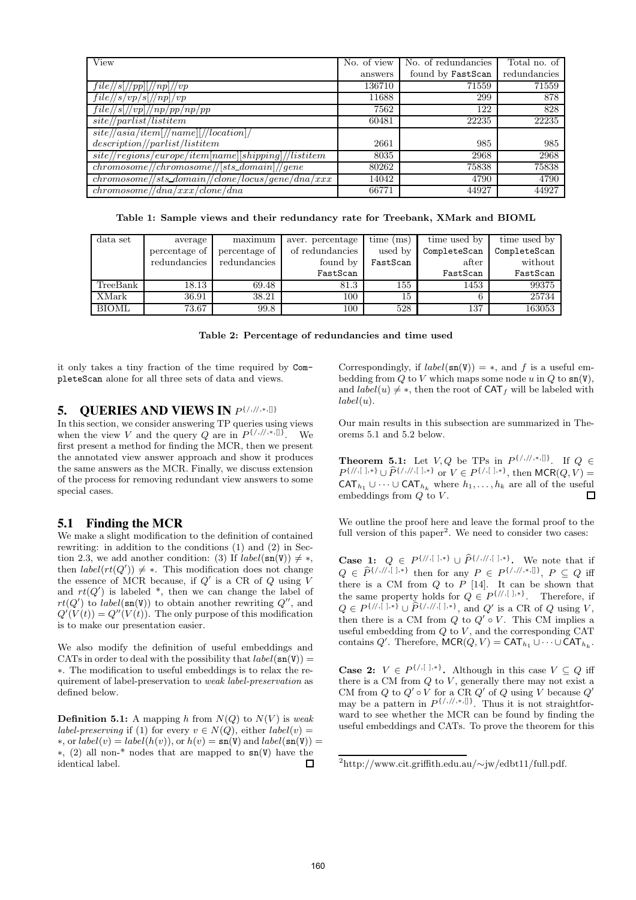| View | No. of view answers | No. of redundancies found by FastScan | Total no. of redundancies |
| --- | --- | --- | --- |
| $file//s[//pp][//np]//vp$ | 136710 | 71559 | 71559 |
| $file//s/vp/s[//np]/vp$ | 11688 | 299 | 878 |
| $file//s[//vp]//np/pp/np/pp$ | 7562 | 122 | 828 |
| $site//parlist/listitem$ | 60481 | 22235 | 22235 |
| $site//asia/item[//name][//location]/description//parlist/listitem$ | 2661 | 985 | 985 |
| $site//regions/europe/item[name][shipping]//listitem$ | 8035 | 2968 | 2968 |
| $chromosome//chromosome//[sts\_domain]//gene$ | 80262 | 75838 | 75838 |
| $chromosome//sts\_domain//clone/locus/gene/dna/xxx$ | 14042 | 4790 | 4790 |
| $chromosome//dna/xxx/clone/dna$ | 66771 | 44927 | 44927 |

**Table 1: Sample views and their redundancy rate for Treebank, XMark and BIOML**

| data set | average percentage of redundancies | maximum percentage of redundancies | aver. percentage of redundancies found by FastScan | time (ms) used by FastScan | time used by CompleteScan after FastScan | time used by CompleteScan without FastScan |
| --- | --- | --- | --- | --- | --- | --- |
| TreeBank | 18.13 | 69.48 | 81.3 | 155 | 1453 | 99375 |
| XMark | 36.91 | 38.21 | 100 | 15 | 6 | 25734 |
| BIOML | 73.67 | 99.8 | 100 | 528 | 137 | 163053 |

**Table 2: Percentage of redundancies and time used**

it only takes a tiny fraction of the time required by CompleteScan alone for all three sets of data and views.

## 5. QUERIES AND VIEWS IN $P^{\{/,//,*,[]\}}$

In this section, we consider answering TP queries using views when the view $V$ and the query $Q$ are in $P^{\{/,//,*,[]\}}$. We first present a method for finding the MCR, then we present the annotated view answer approach and show it produces the same answers as the MCR. Finally, we discuss extension of the process for removing redundant view answers to some special cases.

### 5.1 Finding the MCR

We make a slight modification to the definition of contained rewriting: in addition to the conditions (1) and (2) in Section 2.3, we add another condition: (3) If $label(\texttt{sn}(\texttt{V})) \neq *$, then $label(rt(Q')) \neq *$. This modification does not change the essence of MCR because, if $Q'$ is a CR of $Q$ using $V$ and $rt(Q')$ is labeled \*, then we can change the label of $rt(Q')$ to $label(\texttt{sn}(\texttt{V}))$ to obtain another rewriting $Q''$, and $Q'(V(t)) = Q''(V(t))$. The only purpose of this modification is to make our presentation easier.

We also modify the definition of useful embeddings and CATs in order to deal with the possibility that $label(\texttt{sn}(\texttt{V})) = *$. The modification to useful embeddings is to relax the requirement of label-preservation to *weak label-preservation* as defined below.

**Definition 5.1:** A mapping $h$ from $N(Q)$ to $N(V)$ is *weak label-preserving* if (1) for every $v \in N(Q)$, either $label(v) = *$, or $label(v) = label(h(v))$, or $h(v) = \texttt{sn}(\texttt{V})$ and $label(\texttt{sn}(\texttt{V})) = *$, (2) all non-\* nodes that are mapped to $\texttt{sn}(\texttt{V})$ have the identical label. ☐

Correspondingly, if $label(\texttt{sn}(\texttt{V})) = *$, and $f$ is a useful embedding from $Q$ to $V$ which maps some node $u$ in $Q$ to $\texttt{sn}(\texttt{V})$, and $label(u) \neq *$, then the root of $\mathsf{CAT}_f$ will be labeled with $label(u)$.

Our main results in this subsection are summarized in Theorems 5.1 and 5.2 below.

**Theorem 5.1:** Let $V, Q$ be TPs in $P^{\{/,//,*,[]\}}$. If $Q \in P^{\{//,[\,],*\}} \cup \widehat{P}^{\{/,//,[\,],*\}}$ or $V \in P^{\{/,[\,],*\}}$, then $\mathsf{MCR}(Q, V) = \mathsf{CAT}_{h_1} \cup \cdots \cup \mathsf{CAT}_{h_k}$ where $h_1, \ldots, h_k$ are all of the useful embeddings from $Q$ to $V$. ☐

We outline the proof here and leave the formal proof to the full version of this paper[2]. We need to consider two cases:

**Case 1:** $Q \in P^{\{//,[\,],*\}} \cup \widehat{P}^{\{/,//,[\,],*\}}$**.** We note that if $Q \in \widehat{P}^{\{/,//,[\,],*\}}$ then for any $P \in P^{\{/,//,*,[]\}}$, $P \subseteq Q$ iff there is a CM from $Q$ to $P$ [14]. It can be shown that the same property holds for $Q \in P^{\{//,[\,],*\}}$. Therefore, if $Q \in P^{\{//,[\,],*\}} \cup \widehat{P}^{\{/,//,[\,],*\}}$, and $Q'$ is a CR of $Q$ using $V$, then there is a CM from $Q$ to $Q' \circ V$. This CM implies a useful embedding from $Q$ to $V$, and the corresponding CAT contains $Q'$. Therefore, $\mathsf{MCR}(Q, V) = \mathsf{CAT}_{h_1} \cup \cdots \cup \mathsf{CAT}_{h_k}$.

**Case 2:** $V \in P^{\{/,[\,],*\}}$**.** Although in this case $V \subseteq Q$ iff there is a CM from $Q$ to $V$, generally there may not exist a CM from $Q$ to $Q' \circ V$ for a CR $Q'$ of $Q$ using $V$ because $Q'$ may be a pattern in $P^{\{/,//,*,[]\}}$. Thus it is not straightforward to see whether the MCR can be found by finding the useful embeddings and CATs. To prove the theorem for this

[2] http://www.cit.griffith.edu.au/∼jw/edbt11/full.pdf.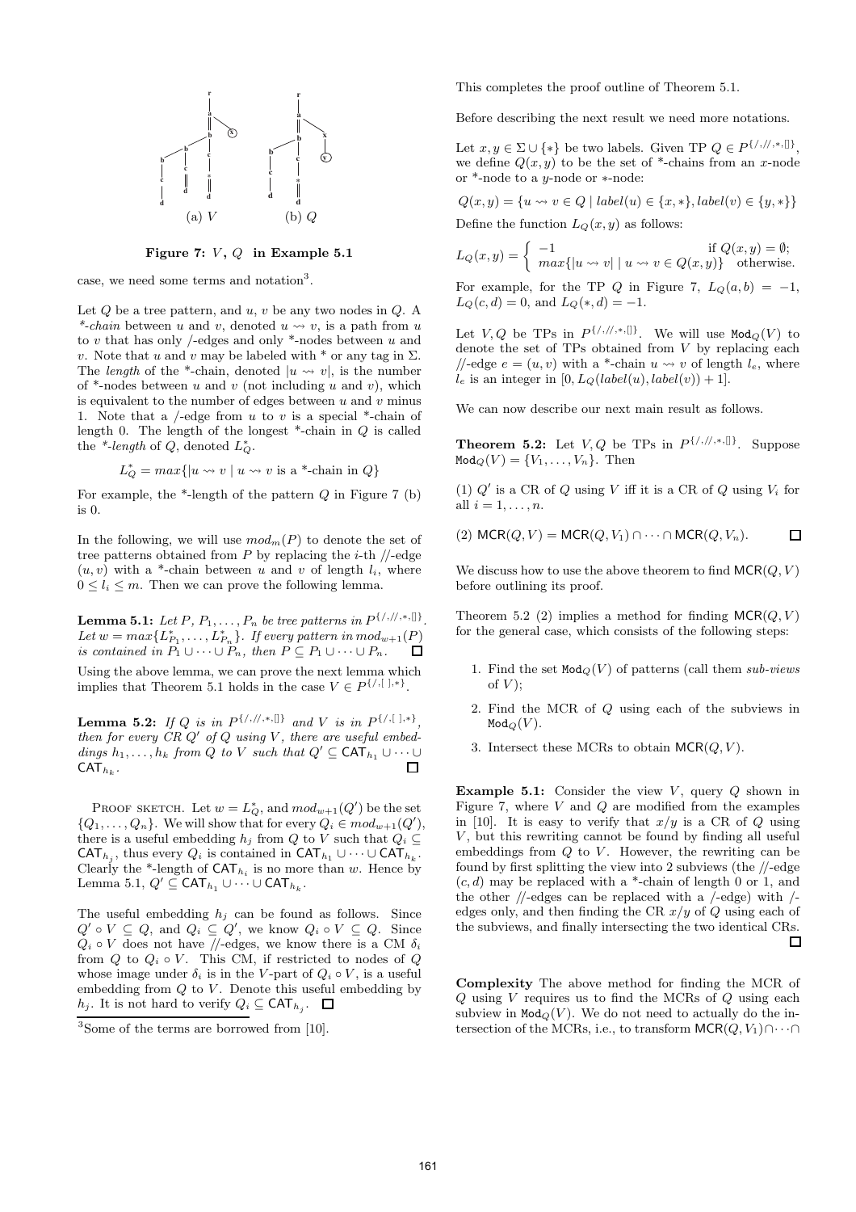Figure 7: $V$, $Q$ in Example 5.1

case, we need some terms and notation[3].

Let $Q$ be a tree pattern, and $u$, $v$ be any two nodes in $Q$. A *\*-chain* between $u$ and $v$, denoted $u \rightsquigarrow v$, is a path from $u$ to $v$ that has only /-edges and only \*-nodes between $u$ and $v$. Note that $u$ and $v$ may be labeled with \* or any tag in $\Sigma$. The *length* of the \*-chain, denoted $|u \rightsquigarrow v|$, is the number of \*-nodes between $u$ and $v$ (not including $u$ and $v$), which is equivalent to the number of edges between $u$ and $v$ minus 1. Note that a /-edge from $u$ to $v$ is a special \*-chain of length 0. The length of the longest \*-chain in $Q$ is called the *\*-length* of $Q$, denoted $L^*_Q$.

$$L^*_Q = max\{|u \rightsquigarrow v \mid u \rightsquigarrow v \text{ is a *-chain in } Q\}$$

For example, the \*-length of the pattern $Q$ in Figure 7 (b) is 0.

In the following, we will use $mod_m(P)$ to denote the set of tree patterns obtained from $P$ by replacing the $i$-th //-edge $(u, v)$ with a \*-chain between $u$ and $v$ of length $l_i$, where $0 \leq l_i \leq m$. Then we can prove the following lemma.

**Lemma 5.1:** *Let $P, P_1, \ldots, P_n$ be tree patterns in $P^{\{/,//,*,[]\}}$. Let $w = max\{L^*_{P_1}, \ldots, L^*_{P_n}\}$. If every pattern in $mod_{w+1}(P)$ is contained in $P_1 \cup \cdots \cup P_n$, then $P \subseteq P_1 \cup \cdots \cup P_n$.* □

Using the above lemma, we can prove the next lemma which implies that Theorem 5.1 holds in the case $V \in P^{\{/,[\,],*\}}$.

**Lemma 5.2:** *If $Q$ is in $P^{\{/,//,*,[]\}}$ and $V$ is in $P^{\{/,[\,],*\}}$, then for every CR $Q'$ of $Q$ using $V$, there are useful embeddings $h_1, \ldots, h_k$ from $Q$ to $V$ such that $Q' \subseteq \mathsf{CAT}_{h_1} \cup \cdots \cup \mathsf{CAT}_{h_k}$.* □

Proof sketch. Let $w = L^*_Q$, and $mod_{w+1}(Q')$ be the set $\{Q_1, \ldots, Q_n\}$. We will show that for every $Q_i \in mod_{w+1}(Q')$, there is a useful embedding $h_j$ from $Q$ to $V$ such that $Q_i \subseteq \mathsf{CAT}_{h_j}$, thus every $Q_i$ is contained in $\mathsf{CAT}_{h_1} \cup \cdots \cup \mathsf{CAT}_{h_k}$. Clearly the \*-length of $\mathsf{CAT}_{h_i}$ is no more than $w$. Hence by Lemma 5.1, $Q' \subseteq \mathsf{CAT}_{h_1} \cup \cdots \cup \mathsf{CAT}_{h_k}$.

The useful embedding $h_j$ can be found as follows. Since $Q' \circ V \subseteq Q$, and $Q_i \subseteq Q'$, we know $Q_i \circ V \subseteq Q$. Since $Q_i \circ V$ does not have //-edges, we know there is a CM $\delta_i$ from $Q$ to $Q_i \circ V$. This CM, if restricted to nodes of $Q$ whose image under $\delta_i$ is in the $V$-part of $Q_i \circ V$, is a useful embedding from $Q$ to $V$. Denote this useful embedding by $h_j$. It is not hard to verify $Q_i \subseteq \mathsf{CAT}_{h_j}$. □

[3] Some of the terms are borrowed from [10].

This completes the proof outline of Theorem 5.1.

Before describing the next result we need more notations.

Let $x, y \in \Sigma \cup \{*\}$ be two labels. Given TP $Q \in P^{\{/,//,*,[]\}}$, we define $Q(x, y)$ to be the set of \*-chains from an $x$-node or \*-node to a $y$-node or \*-node:

$$Q(x, y) = \{u \rightsquigarrow v \in Q \mid label(u) \in \{x, *\}, label(v) \in \{y, *\}\}$$

Define the function $L_Q(x, y)$ as follows:

$$L_Q(x, y) = \begin{cases} -1 & \text{if } Q(x, y) = \emptyset; \\ max\{|u \rightsquigarrow v| \mid u \rightsquigarrow v \in Q(x, y)\} & \text{otherwise.} \end{cases}$$

For example, for the TP $Q$ in Figure 7, $L_Q(a, b) = -1$, $L_Q(c, d) = 0$, and $L_Q(*, d) = -1$.

Let $V, Q$ be TPs in $P^{\{/,//,*,[]\}}$. We will use $\mathtt{Mod}_Q(V)$ to denote the set of TPs obtained from $V$ by replacing each //-edge $e = (u, v)$ with a \*-chain $u \rightsquigarrow v$ of length $l_e$, where $l_e$ is an integer in $[0, L_Q(label(u), label(v)) + 1]$.

We can now describe our next main result as follows.

**Theorem 5.2:** Let $V, Q$ be TPs in $P^{\{/,//,*,[]\}}$. Suppose $\mathtt{Mod}_Q(V) = \{V_1, \ldots, V_n\}$. Then

(1) $Q'$ is a CR of $Q$ using $V$ iff it is a CR of $Q$ using $V_i$ for all $i = 1, \ldots, n$.

(2) $\mathsf{MCR}(Q, V) = \mathsf{MCR}(Q, V_1) \cap \cdots \cap \mathsf{MCR}(Q, V_n)$. □

We discuss how to use the above theorem to find $\mathsf{MCR}(Q, V)$ before outlining its proof.

Theorem 5.2 (2) implies a method for finding $\mathsf{MCR}(Q, V)$ for the general case, which consists of the following steps:

1. Find the set $\mathtt{Mod}_Q(V)$ of patterns (call them *sub-views* of $V$);
2. Find the MCR of $Q$ using each of the subviews in $\mathtt{Mod}_Q(V)$.
3. Intersect these MCRs to obtain $\mathsf{MCR}(Q, V)$.

**Example 5.1:** Consider the view $V$, query $Q$ shown in Figure 7, where $V$ and $Q$ are modified from the examples in [10]. It is easy to verify that $x/y$ is a CR of $Q$ using $V$, but this rewriting cannot be found by finding all useful embeddings from $Q$ to $V$. However, the rewriting can be found by first splitting the view into 2 subviews (the //-edge $(c, d)$ may be replaced with a \*-chain of length 0 or 1, and the other //-edges can be replaced with a /-edge) with /-edges only, and then finding the CR $x/y$ of $Q$ using each of the subviews, and finally intersecting the two identical CRs. □

**Complexity** The above method for finding the MCR of $Q$ using $V$ requires us to find the MCRs of $Q$ using each subview in $\mathtt{Mod}_Q(V)$. We do not need to actually do the intersection of the MCRs, i.e., to transform $\mathsf{MCR}(Q, V_1) \cap \cdots \cap$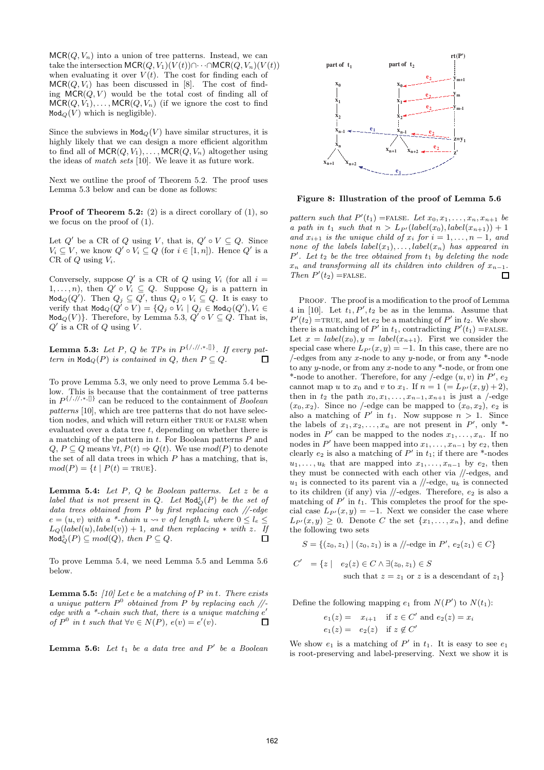$\mathsf{MCR}(Q, V_n)$ into a union of tree patterns. Instead, we can take the intersection $\mathsf{MCR}(Q, V_1)(V(t)) \cap \cdots \cap \mathsf{MCR}(Q, V_n)(V(t))$ when evaluating it over $V(t)$. The cost for finding each of $\mathsf{MCR}(Q, V_i)$ has been discussed in [8]. The cost of finding $\mathsf{MCR}(Q, V)$ would be the total cost of finding all of $\mathsf{MCR}(Q, V_1), \ldots, \mathsf{MCR}(Q, V_n)$ (if we ignore the cost to find $\mathtt{Mod}_Q(V)$ which is negligible).

Since the subviews in $\mathtt{Mod}_Q(V)$ have similar structures, it is highly likely that we can design a more efficient algorithm to find all of $\mathsf{MCR}(Q, V_1), \ldots, \mathsf{MCR}(Q, V_n)$ altogether using the ideas of *match sets* [10]. We leave it as future work.

Next we outline the proof of Theorem 5.2. The proof uses Lemma 5.3 below and can be done as follows:

**Proof of Theorem 5.2:** (2) is a direct corollary of (1), so we focus on the proof of (1).

Let $Q'$ be a CR of $Q$ using $V$, that is, $Q' \circ V \subseteq Q$. Since $V_i \subseteq V$, we know $Q' \circ V_i \subseteq Q$ (for $i \in [1, n]$). Hence $Q'$ is a CR of $Q$ using $V_i$.

Conversely, suppose $Q'$ is a CR of $Q$ using $V_i$ (for all $i = 1, \ldots, n$), then $Q' \circ V_i \subseteq Q$. Suppose $Q_j$ is a pattern in $\mathtt{Mod}_Q(Q')$. Then $Q_j \subseteq Q'$, thus $Q_j \circ V_i \subseteq Q$. It is easy to verify that $\mathtt{Mod}_Q(Q' \circ V) = \{Q_j \circ V_i \mid Q_j \in \mathtt{Mod}_Q(Q'), V_i \in \mathtt{Mod}_Q(V)\}$. Therefore, by Lemma 5.3, $Q' \circ V \subseteq Q$. That is, $Q'$ is a CR of $Q$ using $V$.

**Lemma 5.3:** *Let $P$, $Q$ be TPs in $P^{\{/,//,*,[]\}}$. If every pattern in $\mathtt{Mod}_Q(P)$ is contained in $Q$, then $P \subseteq Q$.* □

To prove Lemma 5.3, we only need to prove Lemma 5.4 below. This is because that the containment of tree patterns in $P^{\{/,//,*,[]\}}$ can be reduced to the containment of *Boolean patterns* [10], which are tree patterns that do not have selection nodes, and which will return either TRUE or FALSE when evaluated over a data tree $t$, depending on whether there is a matching of the pattern in $t$. For Boolean patterns $P$ and $Q$, $P \subseteq Q$ means $\forall t, P(t) \Rightarrow Q(t)$. We use $mod(P)$ to denote the set of all data trees in which $P$ has a matching, that is, $mod(P) = \{t \mid P(t) = \text{TRUE}\}$.

**Lemma 5.4:** *Let $P$, $Q$ be Boolean patterns. Let $z$ be a label that is not present in $Q$. Let $\mathtt{Mod}^z_Q(P)$ be the set of data trees obtained from $P$ by first replacing each //-edge $e = (u, v)$ with a \*-chain $u \rightsquigarrow v$ of length $l_e$ where $0 \le l_e \le L_Q(label(u), label(v)) + 1$, and then replacing $*$ with $z$. If $\mathtt{Mod}^z_Q(P) \subseteq mod(Q)$, then $P \subseteq Q$.* □

To prove Lemma 5.4, we need Lemma 5.5 and Lemma 5.6 below.

**Lemma 5.5:** *[10] Let $e$ be a matching of $P$ in $t$. There exists a unique pattern $P^0$ obtained from $P$ by replacing each //-edge with a \*-chain such that, there is a unique matching $e'$ of $P^0$ in $t$ such that $\forall v \in N(P)$, $e(v) = e'(v)$.* □

**Lemma 5.6:** *Let $t_1$ be a data tree and $P'$ be a Boolean pattern such that $P'(t_1) =$FALSE. Let $x_0, x_1, \ldots, x_n, x_{n+1}$ be a path in $t_1$ such that $n > L_{P'}(label(x_0), label(x_{n+1})) + 1$ and $x_{i+1}$ is the unique child of $x_i$ for $i = 1, \ldots, n-1$, and none of the labels $label(x_1), \ldots, label(x_n)$ has appeared in $P'$. Let $t_2$ be the tree obtained from $t_1$ by deleting the node $x_n$ and transforming all its children into children of $x_{n-1}$. Then $P'(t_2) =$FALSE.* □

**Figure 8: Illustration of the proof of Lemma 5.6**

PROOF. The proof is a modification to the proof of Lemma 4 in [10]. Let $t_1, P', t_2$ be as in the lemma. Assume that $P'(t_2) =$TRUE, and let $e_2$ be a matching of $P'$ in $t_2$. We show there is a matching of $P'$ in $t_1$, contradicting $P'(t_1) =$FALSE. Let $x = label(x_0), y = label(x_{n+1})$. First we consider the special case where $L_{P'}(x, y) = -1$. In this case, there are no /-edges from any $x$-node to any $y$-node, or from any \*-node to any $y$-node, or from any $x$-node to any \*-node, or from one \*-node to another. Therefore, for any /-edge $(u, v)$ in $P'$, $e_2$ cannot map $u$ to $x_0$ and $v$ to $x_1$. If $n = 1$ $(= L_{P'}(x, y) + 2)$, then in $t_2$ the path $x_0, x_1, \ldots, x_{n-1}, x_{n+1}$ is just a /-edge $(x_0, x_2)$. Since no /-edge can be mapped to $(x_0, x_2)$, $e_2$ is also a matching of $P'$ in $t_1$. Now suppose $n > 1$. Since the labels of $x_1, x_2, \ldots, x_n$ are not present in $P'$, only \*-nodes in $P'$ can be mapped to the nodes $x_1, \ldots, x_n$. If no nodes in $P'$ have been mapped into $x_1, \ldots, x_{n-1}$ by $e_2$, then clearly $e_2$ is also a matching of $P'$ in $t_1$; if there are \*-nodes $u_1, \ldots, u_k$ that are mapped into $x_1, \ldots, x_{n-1}$ by $e_2$, then they must be connected with each other via //-edges, and $u_1$ is connected to its parent via a //-edge, $u_k$ is connected to its children (if any) via //-edges. Therefore, $e_2$ is also a matching of $P'$ in $t_1$. This completes the proof for the special case $L_{P'}(x, y) = -1$. Next we consider the case where $L_{P'}(x, y) \ge 0$. Denote $C$ the set $\{x_1, \ldots, x_n\}$, and define the following two sets

$$S = \{(z_0, z_1) \mid (z_0, z_1) \text{ is a //-edge in } P', e_2(z_1) \in C\}$$

$$C' = \{z \mid e_2(z) \in C \wedge \exists (z_0, z_1) \in S \text{ such that } z = z_1 \text{ or } z \text{ is a descendant of } z_1\}$$

Define the following mapping $e_1$ from $N(P')$ to $N(t_1)$:

$$e_1(z) = x_{i+1} \quad \text{if } z \in C' \text{ and } e_2(z) = x_i$$
$$e_1(z) = e_2(z) \quad \text{if } z \notin C'$$

We show $e_1$ is a matching of $P'$ in $t_1$. It is easy to see $e_1$ is root-preserving and label-preserving. Next we show it is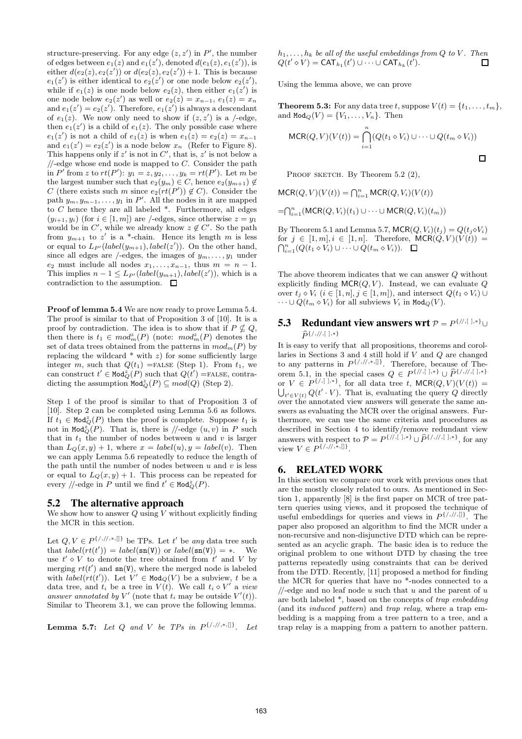structure-preserving. For any edge $(z, z')$ in $P'$, the number of edges between $e_1(z)$ and $e_1(z')$, denoted $d(e_1(z), e_1(z'))$, is either $d(e_2(z), e_2(z'))$ or $d(e_2(z), e_2(z')) + 1$. This is because $e_1(z')$ is either identical to $e_2(z')$ or one node below $e_2(z')$, while if $e_1(z)$ is one node below $e_2(z)$, then either $e_1(z')$ is one node below $e_2(z')$ as well or $e_2(z) = x_{n-1}$, $e_1(z) = x_n$ and $e_1(z') = e_2(z')$. Therefore, $e_1(z')$ is always a descendant of $e_1(z)$. We now only need to show if $(z, z')$ is a /-edge, then $e_1(z')$ is a child of $e_1(z)$. The only possible case where $e_1(z')$ is not a child of $e_1(z)$ is when $e_1(z) = e_2(z) = x_{n-1}$ and $e_1(z') = e_2(z')$ is a node below $x_n$ (Refer to Figure 8). This happens only if $z'$ is not in $C'$, that is, $z'$ is not below a //-edge whose end node is mapped to $C$. Consider the path in $P'$ from $z$ to $rt(P')$: $y_1 = z, y_2, \ldots, y_k = rt(P')$. Let $m$ be the largest number such that $e_2(y_m) \in C$, hence $e_2(y_{m+1}) \notin C$ (there exists such $m$ since $e_2(rt(P')) \notin C$). Consider the path $y_m, y_{m-1}, \ldots, y_1$ in $P'$. All the nodes in it are mapped to $C$ hence they are all labeled *. Furthermore, all edges $(y_{i+1}, y_i)$ (for $i \in [1, m]$) are /-edges, since otherwise $z = y_1$ would be in $C'$, while we already know $z \notin C'$. So the path from $y_{m+1}$ to $z'$ is a *-chain. Hence its length $m$ is less or equal to $L_{P'}(label(y_{m+1}), label(z'))$. On the other hand, since all edges are /-edges, the images of $y_m, \ldots, y_1$ under $e_2$ must include all nodes $x_1, \ldots, x_{n-1}$, thus $m = n - 1$. This implies $n - 1 \leq L_{P'}(label(y_{m+1}), label(z'))$, which is a contradiction to the assumption. □

**Proof of lemma 5.4** We are now ready to prove Lemma 5.4. The proof is similar to that of Proposition 3 of [10]. It is a proof by contradiction. The idea is to show that if $P \not\subseteq Q$, then there is $t_1 \in mod^z_m(P)$ (note: $mod^z_m(P)$ denotes the set of data trees obtained from the patterns in $mod_m(P)$ by replacing the wildcard * with $z$) for some sufficiently large integer $m$, such that $Q(t_1)$ =FALSE (Step 1). From $t_1$, we can construct $t' \in \mathtt{Mod}^z_Q(P)$ such that $Q(t')$ =FALSE, contradicting the assumption $\mathtt{Mod}^z_Q(P) \subseteq mod(Q)$ (Step 2).

Step 1 of the proof is similar to that of Proposition 3 of [10]. Step 2 can be completed using Lemma 5.6 as follows. If $t_1 \in \mathtt{Mod}^z_Q(P)$ then the proof is complete. Suppose $t_1$ is not in $\mathtt{Mod}^z_Q(P)$. That is, there is //-edge $(u, v)$ in $P$ such that in $t_1$ the number of nodes between $u$ and $v$ is larger than $L_Q(x, y) + 1$, where $x = label(u), y = label(v)$. Then we can apply Lemma 5.6 repeatedly to reduce the length of the path until the number of nodes between $u$ and $v$ is less or equal to $L_Q(x, y) + 1$. This process can be repeated for every //-edge in $P$ until we find $t' \in \mathtt{Mod}^z_Q(P)$.

## 5.2 The alternative approach

We show how to answer $Q$ using $V$ without explicitly finding the MCR in this section.

Let $Q, V \in P^{\{/,//,*,[]\}}$ be TPs. Let $t'$ be *any* data tree such that $label(rt(t')) = label(\mathtt{sn(V)})$ or $label(\mathtt{sn(V)}) = *$. We use $t' \diamond V$ to denote the tree obtained from $t'$ and $V$ by merging $rt(t')$ and $\mathtt{sn(V)}$, where the merged node is labeled with $label(rt(t'))$. Let $V' \in \mathtt{Mod}_Q(V)$ be a subview, $t$ be a data tree, and $t_i$ be a tree in $V(t)$. We call $t_i \diamond V'$ a *view answer annotated by* $V'$ (note that $t_i$ may be outside $V'(t)$). Similar to Theorem 3.1, we can prove the following lemma.

**Lemma 5.7:** *Let $Q$ and $V$ be TPs in $P^{\{/,//,*,[]\}}$. Let $h_1, \ldots, h_k$ be all of the useful embeddings from $Q$ to $V$. Then $Q(t' \diamond V) = \mathsf{CAT}_{h_1}(t') \cup \cdots \cup \mathsf{CAT}_{h_k}(t')$.* □

Using the lemma above, we can prove

**Theorem 5.3:** For any data tree $t$, suppose $V(t) = \{t_1, \ldots, t_m\}$, and $\mathtt{Mod}_Q(V) = \{V_1, \ldots, V_n\}$. Then

$$\mathsf{MCR}(Q, V)(V(t)) = \bigcap_{i=1}^{n} (Q(t_1 \diamond V_i) \cup \cdots \cup Q(t_m \diamond V_i))$$

□

PROOF SKETCH. By Theorem 5.2 (2),

$\mathsf{MCR}(Q, V)(V(t)) = \bigcap_{i=1}^{n} \mathsf{MCR}(Q, V_i)(V(t))$

$= \bigcap_{i=1}^{n} (\mathsf{MCR}(Q, V_i)(t_1) \cup \cdots \cup \mathsf{MCR}(Q, V_i)(t_m))$

By Theorem 5.1 and Lemma 5.7, $\mathsf{MCR}(Q, V_i)(t_j) = Q(t_j \diamond V_i)$ for $j \in [1, m], i \in [1, n]$. Therefore, $\mathsf{MCR}(Q, V)(V(t)) = \bigcap_{i=1}^{n} (Q(t_1 \diamond V_i) \cup \cdots \cup Q(t_m \diamond V_i))$. □

The above theorem indicates that we can answer $Q$ without explicitly finding $\mathsf{MCR}(Q, V)$. Instead, we can evaluate $Q$ over $t_j \diamond V_i$ ($i \in [1, n], j \in [1, m]$), and intersect $Q(t_1 \diamond V_i) \cup \cdots \cup Q(t_m \diamond V_i)$ for all subviews $V_i$ in $\mathtt{Mod}_Q(V)$.

## 5.3 Redundant view answers wrt $\mathcal{P} = P^{\{//,[],*\}} \cup \widehat{P}^{\{/,//,[],*\}}$

It is easy to verify that all propositions, theorems and corollaries in Sections 3 and 4 still hold if $V$ and $Q$ are changed to any patterns in $P^{\{/,//,*,[]\}}$. Therefore, because of Theorem 5.1, in the special cases $Q \in P^{\{//,[],*\}} \cup \widehat{P}^{\{/,//,[],*\}}$ or $V \in P^{\{/,[],*\}}$, for all data tree $t$, $\mathsf{MCR}(Q, V)(V(t)) = \bigcup_{t' \in V(t)} Q(t' \cdot V)$. That is, evaluating the query $Q$ directly over the annotated view answers will generate the same answers as evaluating the MCR over the original answers. Furthermore, we can use the same criteria and procedures as described in Section 4 to identify/remove redundant view answers with respect to $\mathcal{P} = P^{\{//,[],*\}} \cup \widehat{P}^{\{/,//,[],*\}}$, for any view $V \in P^{\{/,//,*,[]\}}$.

# 6. RELATED WORK

In this section we compare our work with previous ones that are the mostly closely related to ours. As mentioned in Section 1, apparently [8] is the first paper on MCR of tree pattern queries using views, and it proposed the technique of useful embeddings for queries and views in $P^{\{/,//,[]\}}$. The paper also proposed an algorithm to find the MCR under a non-recursive and non-disjunctive DTD which can be represented as an acyclic graph. The basic idea is to reduce the original problem to one without DTD by chasing the tree patterns repeatedly using constraints that can be derived from the DTD. Recently, [11] proposed a method for finding the MCR for queries that have no *-nodes connected to a //-edge and no leaf node $u$ such that $u$ and the parent of $u$ are both labeled *, based on the concepts of *trap embedding* (and its *induced pattern*) and *trap relay*, where a trap embedding is a mapping from a tree pattern to a tree, and a trap relay is a mapping from a pattern to another pattern.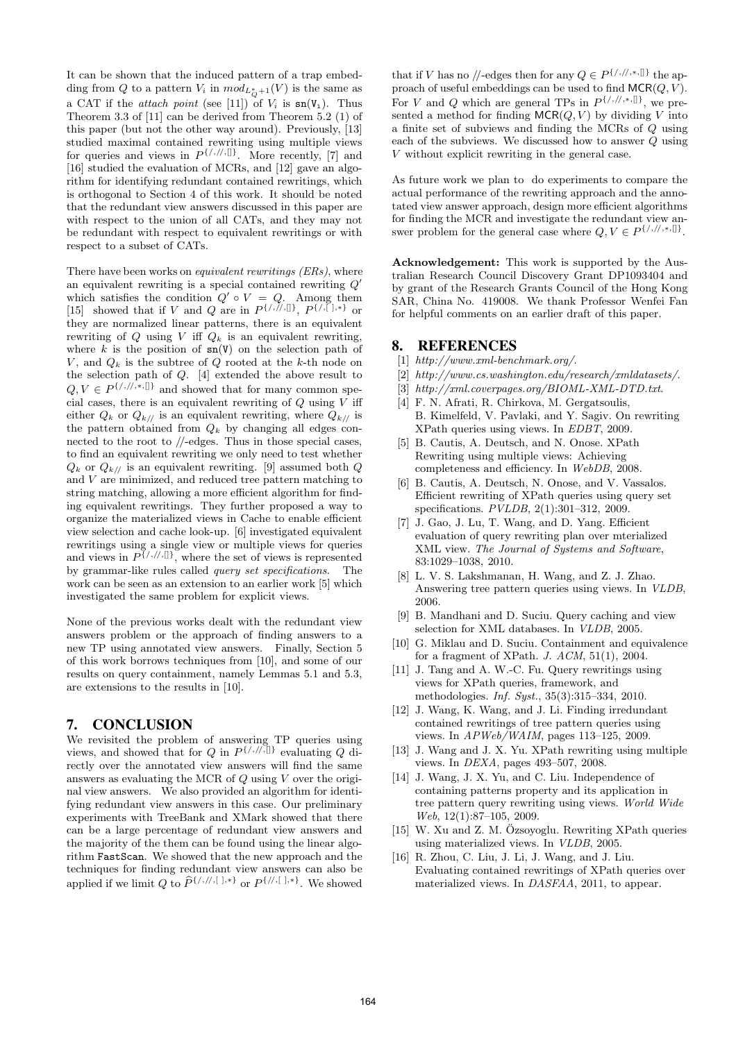It can be shown that the induced pattern of a trap embedding from $Q$ to a pattern $V_i$ in $mod_{L_Q^*+1}(V)$ is the same as a CAT if the *attach point* (see [11]) of $V_i$ is $\mathtt{sn}(\mathtt{V_i})$. Thus Theorem 3.3 of [11] can be derived from Theorem 5.2 (1) of this paper (but not the other way around). Previously, [13] studied maximal contained rewriting using multiple views for queries and views in $P^{\{/,//,[]\}}$. More recently, [7] and [16] studied the evaluation of MCRs, and [12] gave an algorithm for identifying redundant contained rewritings, which is orthogonal to Section 4 of this work. It should be noted that the redundant view answers discussed in this paper are with respect to the union of all CATs, and they may not be redundant with respect to equivalent rewritings or with respect to a subset of CATs.

There have been works on *equivalent rewritings (ERs)*, where an equivalent rewriting is a special contained rewriting $Q'$ which satisfies the condition $Q' \circ V = Q$. Among them [15] showed that if $V$ and $Q$ are in $P^{\{/,//,[]\}}$, $P^{\{/,[\,],*\}}$ or they are normalized linear patterns, there is an equivalent rewriting of $Q$ using $V$ iff $Q_k$ is an equivalent rewriting, where $k$ is the position of $\mathtt{sn(V)}$ on the selection path of $V$, and $Q_k$ is the subtree of $Q$ rooted at the $k$-th node on the selection path of $Q$. [4] extended the above result to $Q, V \in P^{\{/,//,*,[]\}}$ and showed that for many common special cases, there is an equivalent rewriting of $Q$ using $V$ iff either $Q_k$ or $Q_{k//}$ is an equivalent rewriting, where $Q_{k//}$ is the pattern obtained from $Q_k$ by changing all edges connected to the root to //-edges. Thus in those special cases, to find an equivalent rewriting we only need to test whether $Q_k$ or $Q_{k//}$ is an equivalent rewriting. [9] assumed both $Q$ and $V$ are minimized, and reduced tree pattern matching to string matching, allowing a more efficient algorithm for finding equivalent rewritings. They further proposed a way to organize the materialized views in Cache to enable efficient view selection and cache look-up. [6] investigated equivalent rewritings using a single view or multiple views for queries and views in $P^{\{/,//,[]\}}$, where the set of views is represented by grammar-like rules called *query set specifications*. The work can be seen as an extension to an earlier work [5] which investigated the same problem for explicit views.

None of the previous works dealt with the redundant view answers problem or the approach of finding answers to a new TP using annotated view answers. Finally, Section 5 of this work borrows techniques from [10], and some of our results on query containment, namely Lemmas 5.1 and 5.3, are extensions to the results in [10].

## 7. CONCLUSION

We revisited the problem of answering TP queries using views, and showed that for $Q$ in $P^{\{/,//,[]\}}$ evaluating $Q$ directly over the annotated view answers will find the same answers as evaluating the MCR of $Q$ using $V$ over the original view answers. We also provided an algorithm for identifying redundant view answers in this case. Our preliminary experiments with TreeBank and XMark showed that there can be a large percentage of redundant view answers and the majority of the them can be found using the linear algorithm `FastScan`. We showed that the new approach and the techniques for finding redundant view answers can also be applied if we limit $Q$ to $\widehat{P}^{\{/,//,[\,],*\}}$ or $P^{\{//,[\,],*\}}$. We showed that if $V$ has no //-edges then for any $Q \in P^{\{/,//,*,[]\}}$ the approach of useful embeddings can be used to find $\mathsf{MCR}(Q, V)$. For $V$ and $Q$ which are general TPs in $P^{\{/,//,*,[]\}}$, we presented a method for finding $\mathsf{MCR}(Q, V)$ by dividing $V$ into a finite set of subviews and finding the MCRs of $Q$ using each of the subviews. We discussed how to answer $Q$ using $V$ without explicit rewriting in the general case.

As future work we plan to do experiments to compare the actual performance of the rewriting approach and the annotated view answer approach, design more efficient algorithms for finding the MCR and investigate the redundant view answer problem for the general case where $Q, V \in P^{\{/,//,*,[]\}}$.

**Acknowledgement:** This work is supported by the Australian Research Council Discovery Grant DP1093404 and by grant of the Research Grants Council of the Hong Kong SAR, China No. 419008. We thank Professor Wenfei Fan for helpful comments on an earlier draft of this paper.

## 8. REFERENCES

[1] *http://www.xml-benchmark.org/*.

[2] *http://www.cs.washington.edu/research/xmldatasets/*.

[3] *http://xml.coverpages.org/BIOML-XML-DTD.txt*.

[4] F. N. Afrati, R. Chirkova, M. Gergatsoulis, B. Kimelfeld, V. Pavlaki, and Y. Sagiv. On rewriting XPath queries using views. In *EDBT*, 2009.

[5] B. Cautis, A. Deutsch, and N. Onose. XPath Rewriting using multiple views: Achieving completeness and efficiency. In *WebDB*, 2008.

[6] B. Cautis, A. Deutsch, N. Onose, and V. Vassalos. Efficient rewriting of XPath queries using query set specifications. *PVLDB*, 2(1):301–312, 2009.

[7] J. Gao, J. Lu, T. Wang, and D. Yang. Efficient evaluation of query rewriting plan over mterialized XML view. *The Journal of Systems and Software*, 83:1029–1038, 2010.

[8] L. V. S. Lakshmanan, H. Wang, and Z. J. Zhao. Answering tree pattern queries using views. In *VLDB*, 2006.

[9] B. Mandhani and D. Suciu. Query caching and view selection for XML databases. In *VLDB*, 2005.

[10] G. Miklau and D. Suciu. Containment and equivalence for a fragment of XPath. *J. ACM*, 51(1), 2004.

[11] J. Tang and A. W.-C. Fu. Query rewritings using views for XPath queries, framework, and methodologies. *Inf. Syst.*, 35(3):315–334, 2010.

[12] J. Wang, K. Wang, and J. Li. Finding irredundant contained rewritings of tree pattern queries using views. In *APWeb/WAIM*, pages 113–125, 2009.

[13] J. Wang and J. X. Yu. XPath rewriting using multiple views. In *DEXA*, pages 493–507, 2008.

[14] J. Wang, J. X. Yu, and C. Liu. Independence of containing patterns property and its application in tree pattern query rewriting using views. *World Wide Web*, 12(1):87–105, 2009.

[15] W. Xu and Z. M. Özsoyoglu. Rewriting XPath queries using materialized views. In *VLDB*, 2005.

[16] R. Zhou, C. Liu, J. Li, J. Wang, and J. Liu. Evaluating contained rewritings of XPath queries over materialized views. In *DASFAA*, 2011, to appear.